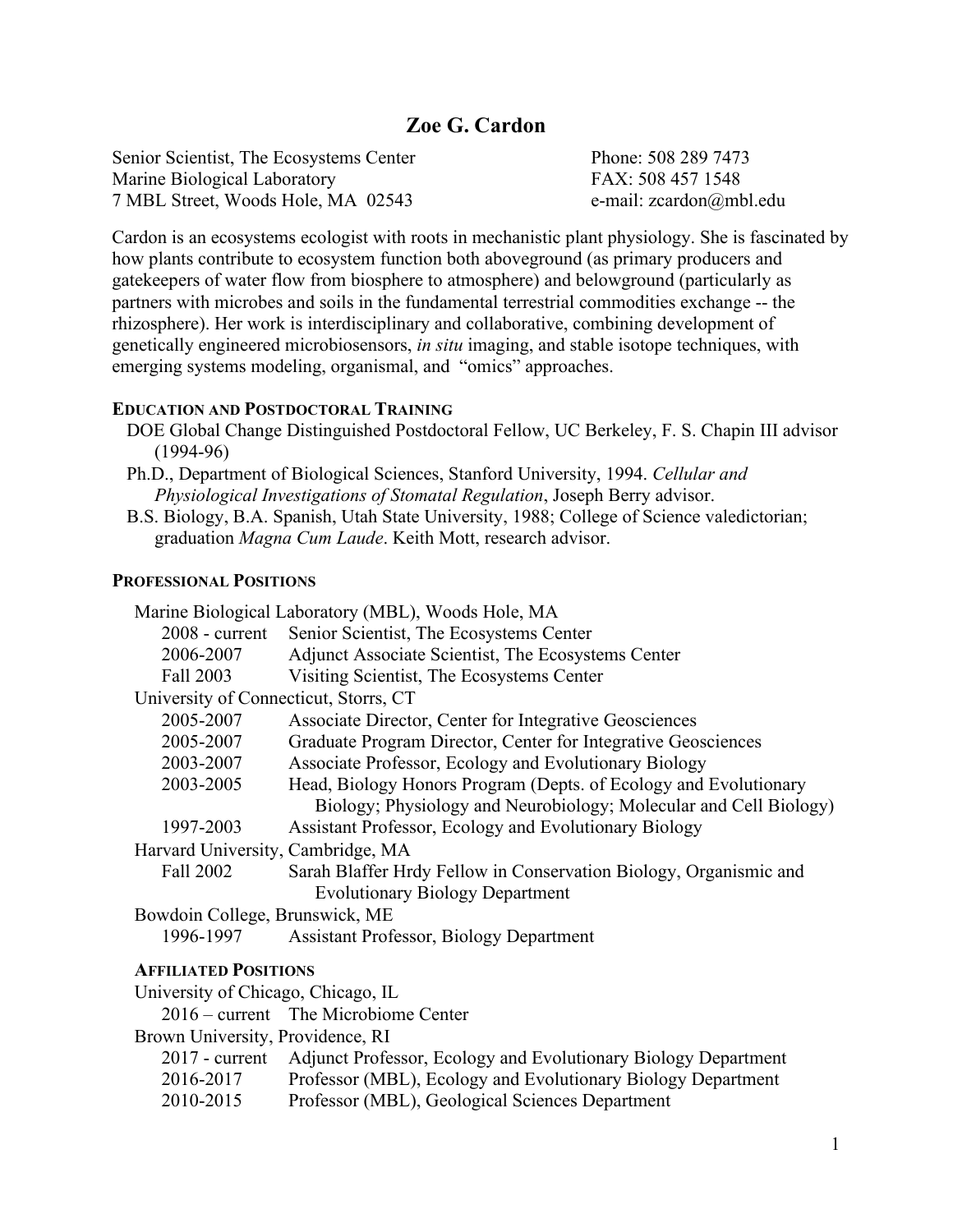# Zoe G. Cardon

Senior Scientist, The Ecosystems Center
Marine Biological Laboratory
7 MBL Street, Woods Hole, MA 02543

Phone: 508 289 7473
FAX: 508 457 1548
e-mail: zcardon@mbl.edu

Cardon is an ecosystems ecologist with roots in mechanistic plant physiology. She is fascinated by how plants contribute to ecosystem function both aboveground (as primary producers and gatekeepers of water flow from biosphere to atmosphere) and belowground (particularly as partners with microbes and soils in the fundamental terrestrial commodities exchange -- the rhizosphere). Her work is interdisciplinary and collaborative, combining development of genetically engineered microbiosensors, *in situ* imaging, and stable isotope techniques, with emerging systems modeling, organismal, and "omics" approaches.

## Education and Postdoctoral Training

- DOE Global Change Distinguished Postdoctoral Fellow, UC Berkeley, F. S. Chapin III advisor (1994-96)
- Ph.D., Department of Biological Sciences, Stanford University, 1994. *Cellular and Physiological Investigations of Stomatal Regulation*, Joseph Berry advisor.
- B.S. Biology, B.A. Spanish, Utah State University, 1988; College of Science valedictorian; graduation *Magna Cum Laude*. Keith Mott, research advisor.

## Professional Positions

Marine Biological Laboratory (MBL), Woods Hole, MA

| | |
|---|---|
| 2008 - current | Senior Scientist, The Ecosystems Center |
| 2006-2007 | Adjunct Associate Scientist, The Ecosystems Center |
| Fall 2003 | Visiting Scientist, The Ecosystems Center |

University of Connecticut, Storrs, CT

| | |
|---|---|
| 2005-2007 | Associate Director, Center for Integrative Geosciences |
| 2005-2007 | Graduate Program Director, Center for Integrative Geosciences |
| 2003-2007 | Associate Professor, Ecology and Evolutionary Biology |
| 2003-2005 | Head, Biology Honors Program (Depts. of Ecology and Evolutionary Biology; Physiology and Neurobiology; Molecular and Cell Biology) |
| 1997-2003 | Assistant Professor, Ecology and Evolutionary Biology |

Harvard University, Cambridge, MA

| | |
|---|---|
| Fall 2002 | Sarah Blaffer Hrdy Fellow in Conservation Biology, Organismic and Evolutionary Biology Department |

Bowdoin College, Brunswick, ME

| | |
|---|---|
| 1996-1997 | Assistant Professor, Biology Department |

### Affiliated Positions

University of Chicago, Chicago, IL

| | |
|---|---|
| 2016 – current | The Microbiome Center |

Brown University, Providence, RI

| | |
|---|---|
| 2017 - current | Adjunct Professor, Ecology and Evolutionary Biology Department |
| 2016-2017 | Professor (MBL), Ecology and Evolutionary Biology Department |
| 2010-2015 | Professor (MBL), Geological Sciences Department |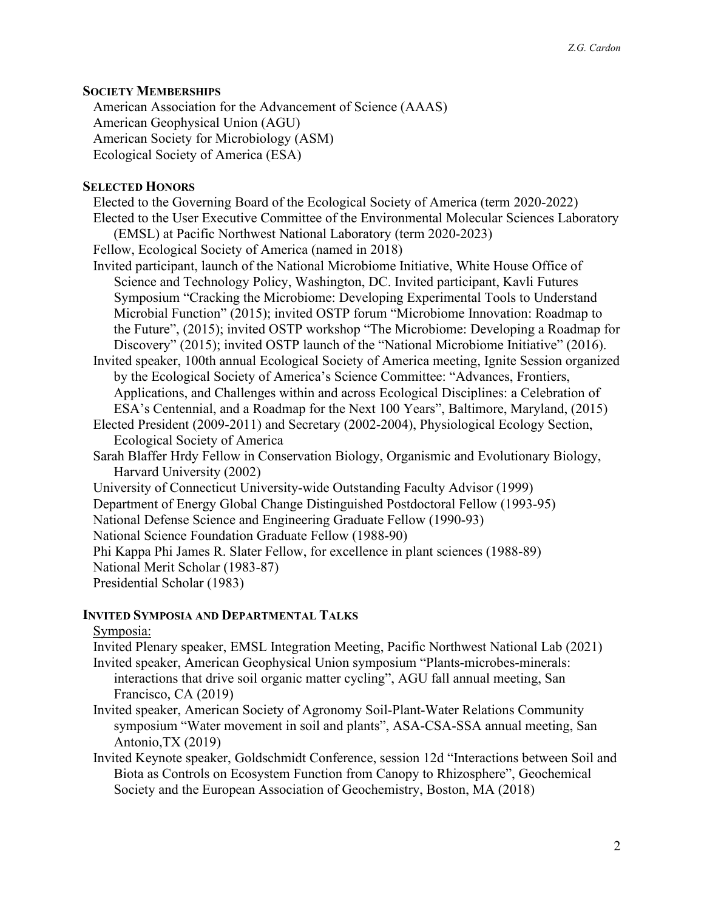## Society Memberships

American Association for the Advancement of Science (AAAS)
American Geophysical Union (AGU)
American Society for Microbiology (ASM)
Ecological Society of America (ESA)

## Selected Honors

Elected to the Governing Board of the Ecological Society of America (term 2020-2022)
Elected to the User Executive Committee of the Environmental Molecular Sciences Laboratory (EMSL) at Pacific Northwest National Laboratory (term 2020-2023)
Fellow, Ecological Society of America (named in 2018)
Invited participant, launch of the National Microbiome Initiative, White House Office of Science and Technology Policy, Washington, DC. Invited participant, Kavli Futures Symposium "Cracking the Microbiome: Developing Experimental Tools to Understand Microbial Function" (2015); invited OSTP forum "Microbiome Innovation: Roadmap to the Future", (2015); invited OSTP workshop "The Microbiome: Developing a Roadmap for Discovery" (2015); invited OSTP launch of the "National Microbiome Initiative" (2016).
Invited speaker, 100th annual Ecological Society of America meeting, Ignite Session organized by the Ecological Society of America's Science Committee: "Advances, Frontiers, Applications, and Challenges within and across Ecological Disciplines: a Celebration of ESA's Centennial, and a Roadmap for the Next 100 Years", Baltimore, Maryland, (2015)
Elected President (2009-2011) and Secretary (2002-2004), Physiological Ecology Section, Ecological Society of America
Sarah Blaffer Hrdy Fellow in Conservation Biology, Organismic and Evolutionary Biology, Harvard University (2002)
University of Connecticut University-wide Outstanding Faculty Advisor (1999)
Department of Energy Global Change Distinguished Postdoctoral Fellow (1993-95)
National Defense Science and Engineering Graduate Fellow (1990-93)
National Science Foundation Graduate Fellow (1988-90)
Phi Kappa Phi James R. Slater Fellow, for excellence in plant sciences (1988-89)
National Merit Scholar (1983-87)
Presidential Scholar (1983)

## Invited Symposia and Departmental Talks

Symposia:

Invited Plenary speaker, EMSL Integration Meeting, Pacific Northwest National Lab (2021)
Invited speaker, American Geophysical Union symposium "Plants-microbes-minerals: interactions that drive soil organic matter cycling", AGU fall annual meeting, San Francisco, CA (2019)
Invited speaker, American Society of Agronomy Soil-Plant-Water Relations Community symposium "Water movement in soil and plants", ASA-CSA-SSA annual meeting, San Antonio,TX (2019)
Invited Keynote speaker, Goldschmidt Conference, session 12d "Interactions between Soil and Biota as Controls on Ecosystem Function from Canopy to Rhizosphere", Geochemical Society and the European Association of Geochemistry, Boston, MA (2018)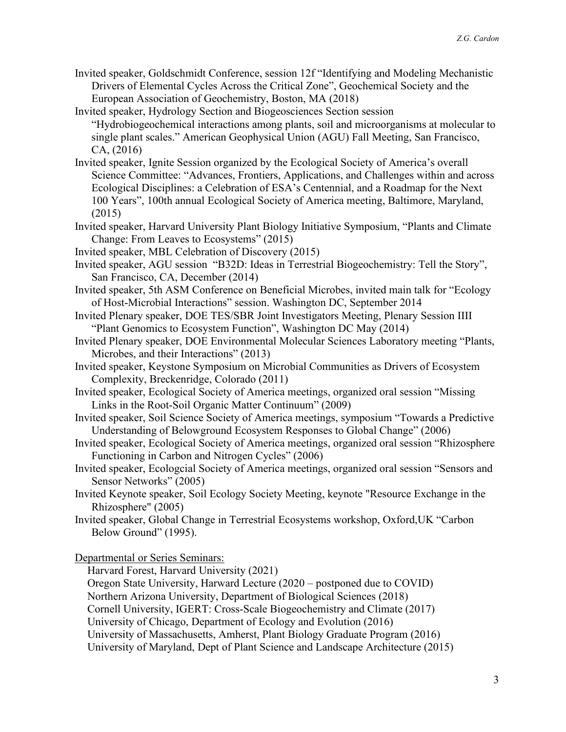Invited speaker, Goldschmidt Conference, session 12f "Identifying and Modeling Mechanistic Drivers of Elemental Cycles Across the Critical Zone", Geochemical Society and the European Association of Geochemistry, Boston, MA (2018)

Invited speaker, Hydrology Section and Biogeosciences Section session "Hydrobiogeochemical interactions among plants, soil and microorganisms at molecular to single plant scales." American Geophysical Union (AGU) Fall Meeting, San Francisco, CA, (2016)

Invited speaker, Ignite Session organized by the Ecological Society of America's overall Science Committee: "Advances, Frontiers, Applications, and Challenges within and across Ecological Disciplines: a Celebration of ESA's Centennial, and a Roadmap for the Next 100 Years", 100th annual Ecological Society of America meeting, Baltimore, Maryland, (2015)

Invited speaker, Harvard University Plant Biology Initiative Symposium, "Plants and Climate Change: From Leaves to Ecosystems" (2015)

Invited speaker, MBL Celebration of Discovery (2015)

Invited speaker, AGU session "B32D: Ideas in Terrestrial Biogeochemistry: Tell the Story", San Francisco, CA, December (2014)

Invited speaker, 5th ASM Conference on Beneficial Microbes, invited main talk for "Ecology of Host-Microbial Interactions" session. Washington DC, September 2014

Invited Plenary speaker, DOE TES/SBR Joint Investigators Meeting, Plenary Session IIII "Plant Genomics to Ecosystem Function", Washington DC May (2014)

Invited Plenary speaker, DOE Environmental Molecular Sciences Laboratory meeting "Plants, Microbes, and their Interactions" (2013)

Invited speaker, Keystone Symposium on Microbial Communities as Drivers of Ecosystem Complexity, Breckenridge, Colorado (2011)

Invited speaker, Ecological Society of America meetings, organized oral session "Missing Links in the Root-Soil Organic Matter Continuum" (2009)

Invited speaker, Soil Science Society of America meetings, symposium "Towards a Predictive Understanding of Belowground Ecosystem Responses to Global Change" (2006)

Invited speaker, Ecological Society of America meetings, organized oral session "Rhizosphere Functioning in Carbon and Nitrogen Cycles" (2006)

Invited speaker, Ecologcial Society of America meetings, organized oral session "Sensors and Sensor Networks" (2005)

Invited Keynote speaker, Soil Ecology Society Meeting, keynote "Resource Exchange in the Rhizosphere" (2005)

Invited speaker, Global Change in Terrestrial Ecosystems workshop, Oxford,UK "Carbon Below Ground" (1995).

Departmental or Series Seminars:

Harvard Forest, Harvard University (2021)
Oregon State University, Harward Lecture (2020 – postponed due to COVID)
Northern Arizona University, Department of Biological Sciences (2018)
Cornell University, IGERT: Cross-Scale Biogeochemistry and Climate (2017)
University of Chicago, Department of Ecology and Evolution (2016)
University of Massachusetts, Amherst, Plant Biology Graduate Program (2016)
University of Maryland, Dept of Plant Science and Landscape Architecture (2015)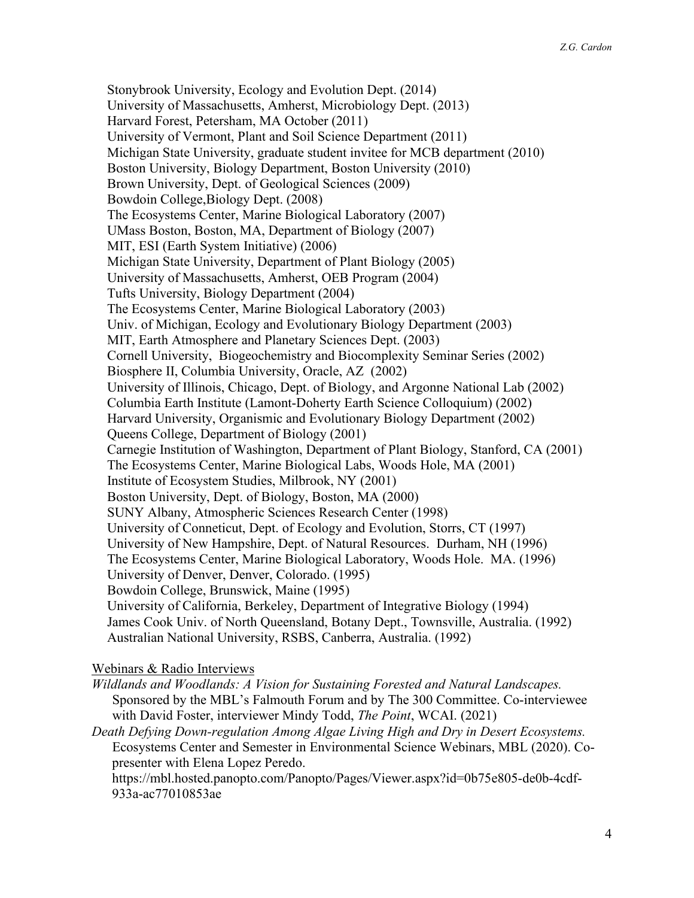Stonybrook University, Ecology and Evolution Dept. (2014)
University of Massachusetts, Amherst, Microbiology Dept. (2013)
Harvard Forest, Petersham, MA October (2011)
University of Vermont, Plant and Soil Science Department (2011)
Michigan State University, graduate student invitee for MCB department (2010)
Boston University, Biology Department, Boston University (2010)
Brown University, Dept. of Geological Sciences (2009)
Bowdoin College,Biology Dept. (2008)
The Ecosystems Center, Marine Biological Laboratory (2007)
UMass Boston, Boston, MA, Department of Biology (2007)
MIT, ESI (Earth System Initiative) (2006)
Michigan State University, Department of Plant Biology (2005)
University of Massachusetts, Amherst, OEB Program (2004)
Tufts University, Biology Department (2004)
The Ecosystems Center, Marine Biological Laboratory (2003)
Univ. of Michigan, Ecology and Evolutionary Biology Department (2003)
MIT, Earth Atmosphere and Planetary Sciences Dept. (2003)
Cornell University, Biogeochemistry and Biocomplexity Seminar Series (2002)
Biosphere II, Columbia University, Oracle, AZ (2002)
University of Illinois, Chicago, Dept. of Biology, and Argonne National Lab (2002)
Columbia Earth Institute (Lamont-Doherty Earth Science Colloquium) (2002)
Harvard University, Organismic and Evolutionary Biology Department (2002)
Queens College, Department of Biology (2001)
Carnegie Institution of Washington, Department of Plant Biology, Stanford, CA (2001)
The Ecosystems Center, Marine Biological Labs, Woods Hole, MA (2001)
Institute of Ecosystem Studies, Milbrook, NY (2001)
Boston University, Dept. of Biology, Boston, MA (2000)
SUNY Albany, Atmospheric Sciences Research Center (1998)
University of Conneticut, Dept. of Ecology and Evolution, Storrs, CT (1997)
University of New Hampshire, Dept. of Natural Resources. Durham, NH (1996)
The Ecosystems Center, Marine Biological Laboratory, Woods Hole. MA. (1996)
University of Denver, Denver, Colorado. (1995)
Bowdoin College, Brunswick, Maine (1995)
University of California, Berkeley, Department of Integrative Biology (1994)
James Cook Univ. of North Queensland, Botany Dept., Townsville, Australia. (1992)
Australian National University, RSBS, Canberra, Australia. (1992)

Webinars & Radio Interviews

*Wildlands and Woodlands: A Vision for Sustaining Forested and Natural Landscapes.* Sponsored by the MBL's Falmouth Forum and by The 300 Committee. Co-interviewee with David Foster, interviewer Mindy Todd, *The Point*, WCAI. (2021)

*Death Defying Down-regulation Among Algae Living High and Dry in Desert Ecosystems.* Ecosystems Center and Semester in Environmental Science Webinars, MBL (2020). Co-presenter with Elena Lopez Peredo.
https://mbl.hosted.panopto.com/Panopto/Pages/Viewer.aspx?id=0b75e805-de0b-4cdf-933a-ac77010853ae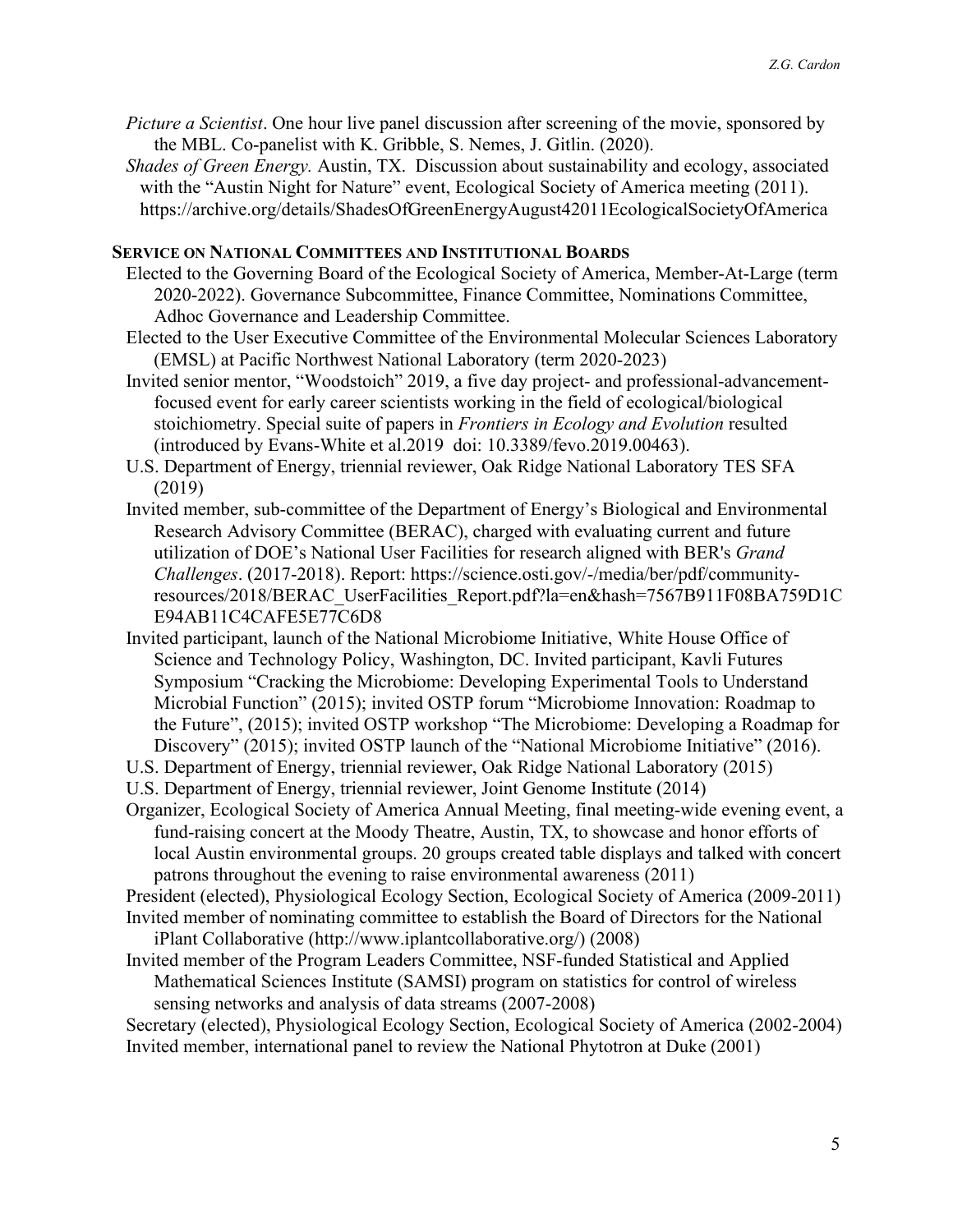*Picture a Scientist*. One hour live panel discussion after screening of the movie, sponsored by the MBL. Co-panelist with K. Gribble, S. Nemes, J. Gitlin. (2020).

*Shades of Green Energy.* Austin, TX. Discussion about sustainability and ecology, associated with the "Austin Night for Nature" event, Ecological Society of America meeting (2011). https://archive.org/details/ShadesOfGreenEnergyAugust42011EcologicalSocietyOfAmerica

### SERVICE ON NATIONAL COMMITTEES AND INSTITUTIONAL BOARDS

Elected to the Governing Board of the Ecological Society of America, Member-At-Large (term 2020-2022). Governance Subcommittee, Finance Committee, Nominations Committee, Adhoc Governance and Leadership Committee.

Elected to the User Executive Committee of the Environmental Molecular Sciences Laboratory (EMSL) at Pacific Northwest National Laboratory (term 2020-2023)

Invited senior mentor, "Woodstoich" 2019, a five day project- and professional-advancement-focused event for early career scientists working in the field of ecological/biological stoichiometry. Special suite of papers in *Frontiers in Ecology and Evolution* resulted (introduced by Evans-White et al.2019 doi: 10.3389/fevo.2019.00463).

U.S. Department of Energy, triennial reviewer, Oak Ridge National Laboratory TES SFA (2019)

Invited member, sub-committee of the Department of Energy's Biological and Environmental Research Advisory Committee (BERAC), charged with evaluating current and future utilization of DOE's National User Facilities for research aligned with BER's *Grand Challenges*. (2017-2018). Report: https://science.osti.gov/-/media/ber/pdf/community-resources/2018/BERAC_UserFacilities_Report.pdf?la=en&hash=7567B911F08BA759D1CE94AB11C4CAFE5E77C6D8

Invited participant, launch of the National Microbiome Initiative, White House Office of Science and Technology Policy, Washington, DC. Invited participant, Kavli Futures Symposium "Cracking the Microbiome: Developing Experimental Tools to Understand Microbial Function" (2015); invited OSTP forum "Microbiome Innovation: Roadmap to the Future", (2015); invited OSTP workshop "The Microbiome: Developing a Roadmap for Discovery" (2015); invited OSTP launch of the "National Microbiome Initiative" (2016).

U.S. Department of Energy, triennial reviewer, Oak Ridge National Laboratory (2015)

U.S. Department of Energy, triennial reviewer, Joint Genome Institute (2014)

Organizer, Ecological Society of America Annual Meeting, final meeting-wide evening event, a fund-raising concert at the Moody Theatre, Austin, TX, to showcase and honor efforts of local Austin environmental groups. 20 groups created table displays and talked with concert patrons throughout the evening to raise environmental awareness (2011)

President (elected), Physiological Ecology Section, Ecological Society of America (2009-2011)

Invited member of nominating committee to establish the Board of Directors for the National iPlant Collaborative (http://www.iplantcollaborative.org/) (2008)

Invited member of the Program Leaders Committee, NSF-funded Statistical and Applied Mathematical Sciences Institute (SAMSI) program on statistics for control of wireless sensing networks and analysis of data streams (2007-2008)

Secretary (elected), Physiological Ecology Section, Ecological Society of America (2002-2004)

Invited member, international panel to review the National Phytotron at Duke (2001)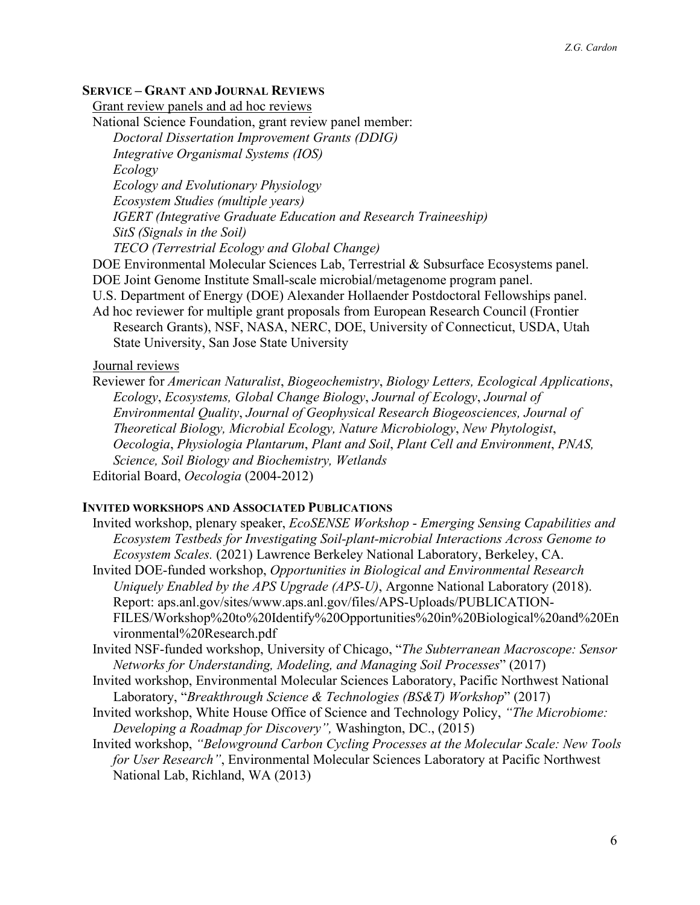## Service – Grant and Journal Reviews

Grant review panels and ad hoc reviews

National Science Foundation, grant review panel member:

- *Doctoral Dissertation Improvement Grants (DDIG)*
- *Integrative Organismal Systems (IOS)*
- *Ecology*
- *Ecology and Evolutionary Physiology*
- *Ecosystem Studies (multiple years)*
- *IGERT (Integrative Graduate Education and Research Traineeship)*
- *SitS (Signals in the Soil)*
- *TECO (Terrestrial Ecology and Global Change)*

DOE Environmental Molecular Sciences Lab, Terrestrial & Subsurface Ecosystems panel.

DOE Joint Genome Institute Small-scale microbial/metagenome program panel.

U.S. Department of Energy (DOE) Alexander Hollaender Postdoctoral Fellowships panel.

Ad hoc reviewer for multiple grant proposals from European Research Council (Frontier Research Grants), NSF, NASA, NERC, DOE, University of Connecticut, USDA, Utah State University, San Jose State University

Journal reviews

Reviewer for *American Naturalist*, *Biogeochemistry*, *Biology Letters, Ecological Applications*, *Ecology*, *Ecosystems, Global Change Biology*, *Journal of Ecology*, *Journal of Environmental Quality*, *Journal of Geophysical Research Biogeosciences, Journal of Theoretical Biology, Microbial Ecology, Nature Microbiology*, *New Phytologist*, *Oecologia*, *Physiologia Plantarum*, *Plant and Soil*, *Plant Cell and Environment*, *PNAS, Science, Soil Biology and Biochemistry, Wetlands*

Editorial Board, *Oecologia* (2004-2012)

## Invited Workshops and Associated Publications

Invited workshop, plenary speaker, *EcoSENSE Workshop - Emerging Sensing Capabilities and Ecosystem Testbeds for Investigating Soil-plant-microbial Interactions Across Genome to Ecosystem Scales.* (2021) Lawrence Berkeley National Laboratory, Berkeley, CA.

Invited DOE-funded workshop, *Opportunities in Biological and Environmental Research Uniquely Enabled by the APS Upgrade (APS-U)*, Argonne National Laboratory (2018). Report: aps.anl.gov/sites/www.aps.anl.gov/files/APS-Uploads/PUBLICATION-FILES/Workshop%20to%20Identify%20Opportunities%20in%20Biological%20and%20Environmental%20Research.pdf

Invited NSF-funded workshop, University of Chicago, "*The Subterranean Macroscope: Sensor Networks for Understanding, Modeling, and Managing Soil Processes*" (2017)

Invited workshop, Environmental Molecular Sciences Laboratory, Pacific Northwest National Laboratory, "*Breakthrough Science & Technologies (BS&T) Workshop*" (2017)

Invited workshop, White House Office of Science and Technology Policy, *"The Microbiome: Developing a Roadmap for Discovery",* Washington, DC., (2015)

Invited workshop, *"Belowground Carbon Cycling Processes at the Molecular Scale: New Tools for User Research"*, Environmental Molecular Sciences Laboratory at Pacific Northwest National Lab, Richland, WA (2013)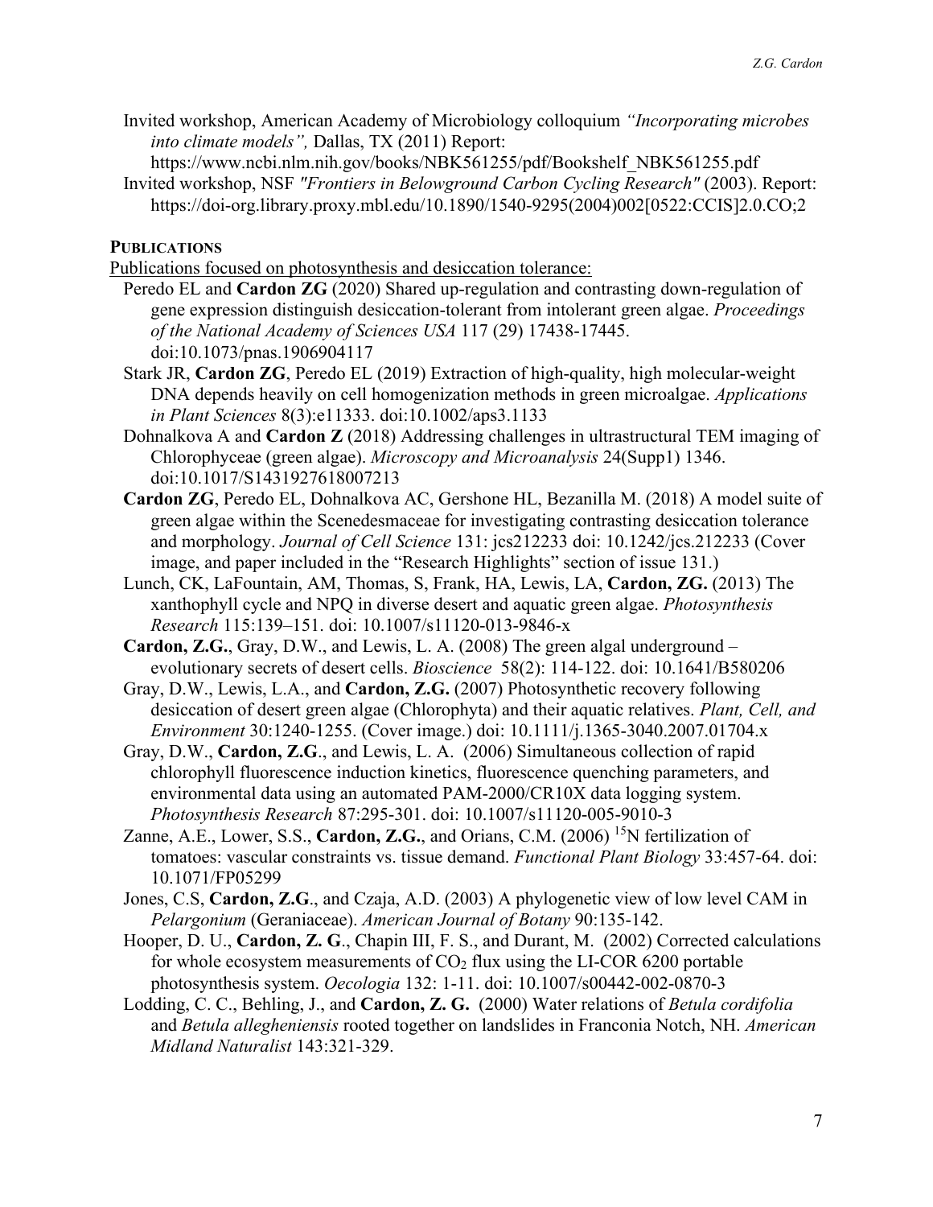Invited workshop, American Academy of Microbiology colloquium *"Incorporating microbes into climate models",* Dallas, TX (2011) Report: https://www.ncbi.nlm.nih.gov/books/NBK561255/pdf/Bookshelf_NBK561255.pdf

Invited workshop, NSF *"Frontiers in Belowground Carbon Cycling Research"* (2003). Report: https://doi-org.library.proxy.mbl.edu/10.1890/1540-9295(2004)002[0522:CCIS]2.0.CO;2

## PUBLICATIONS

Publications focused on photosynthesis and desiccation tolerance:

Peredo EL and **Cardon ZG** (2020) Shared up-regulation and contrasting down-regulation of gene expression distinguish desiccation-tolerant from intolerant green algae. *Proceedings of the National Academy of Sciences USA* 117 (29) 17438-17445. doi:10.1073/pnas.1906904117

Stark JR, **Cardon ZG**, Peredo EL (2019) Extraction of high-quality, high molecular-weight DNA depends heavily on cell homogenization methods in green microalgae. *Applications in Plant Sciences* 8(3):e11333. doi:10.1002/aps3.1133

Dohnalkova A and **Cardon Z** (2018) Addressing challenges in ultrastructural TEM imaging of Chlorophyceae (green algae). *Microscopy and Microanalysis* 24(Supp1) 1346. doi:10.1017/S1431927618007213

**Cardon ZG**, Peredo EL, Dohnalkova AC, Gershone HL, Bezanilla M. (2018) A model suite of green algae within the Scenedesmaceae for investigating contrasting desiccation tolerance and morphology. *Journal of Cell Science* 131: jcs212233 doi: 10.1242/jcs.212233 (Cover image, and paper included in the "Research Highlights" section of issue 131.)

Lunch, CK, LaFountain, AM, Thomas, S, Frank, HA, Lewis, LA, **Cardon, ZG.** (2013) The xanthophyll cycle and NPQ in diverse desert and aquatic green algae. *Photosynthesis Research* 115:139–151. doi: 10.1007/s11120-013-9846-x

**Cardon, Z.G.**, Gray, D.W., and Lewis, L. A. (2008) The green algal underground – evolutionary secrets of desert cells. *Bioscience* 58(2): 114-122. doi: 10.1641/B580206

Gray, D.W., Lewis, L.A., and **Cardon, Z.G.** (2007) Photosynthetic recovery following desiccation of desert green algae (Chlorophyta) and their aquatic relatives. *Plant, Cell, and Environment* 30:1240-1255. (Cover image.) doi: 10.1111/j.1365-3040.2007.01704.x

Gray, D.W., **Cardon, Z.G**., and Lewis, L. A. (2006) Simultaneous collection of rapid chlorophyll fluorescence induction kinetics, fluorescence quenching parameters, and environmental data using an automated PAM-2000/CR10X data logging system. *Photosynthesis Research* 87:295-301. doi: 10.1007/s11120-005-9010-3

Zanne, A.E., Lower, S.S., **Cardon, Z.G.**, and Orians, C.M. (2006) $^{15}N$ fertilization of tomatoes: vascular constraints vs. tissue demand. *Functional Plant Biology* 33:457-64. doi: 10.1071/FP05299

Jones, C.S, **Cardon, Z.G**., and Czaja, A.D. (2003) A phylogenetic view of low level CAM in *Pelargonium* (Geraniaceae). *American Journal of Botany* 90:135-142.

Hooper, D. U., **Cardon, Z. G**., Chapin III, F. S., and Durant, M. (2002) Corrected calculations for whole ecosystem measurements of $CO_2$ flux using the LI-COR 6200 portable photosynthesis system. *Oecologia* 132: 1-11. doi: 10.1007/s00442-002-0870-3

Lodding, C. C., Behling, J., and **Cardon, Z. G.** (2000) Water relations of *Betula cordifolia* and *Betula alleghaniensis* rooted together on landslides in Franconia Notch, NH. *American Midland Naturalist* 143:321-329.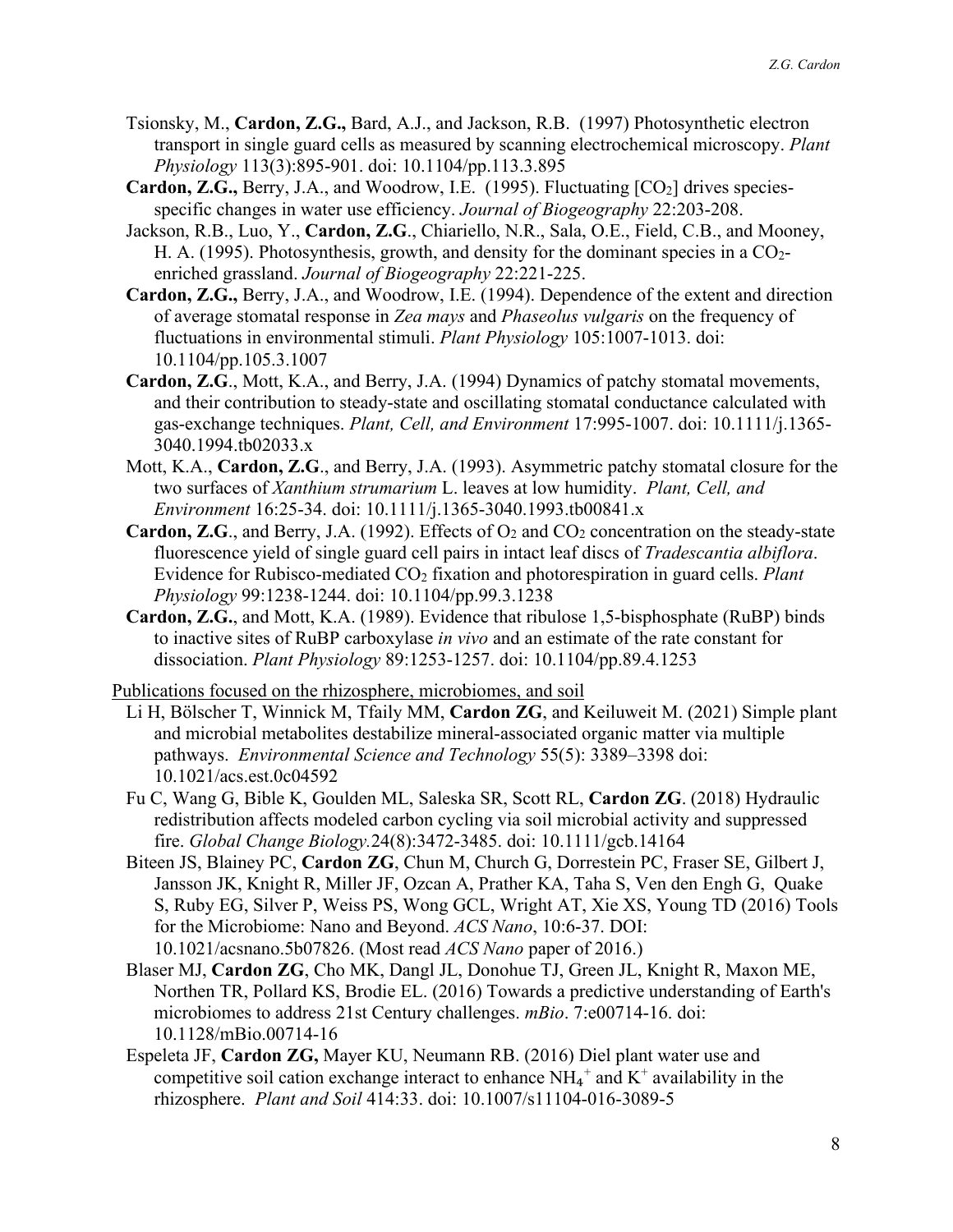Tsionsky, M., **Cardon, Z.G.,** Bard, A.J., and Jackson, R.B. (1997) Photosynthetic electron transport in single guard cells as measured by scanning electrochemical microscopy. *Plant Physiology* 113(3):895-901. doi: 10.1104/pp.113.3.895

**Cardon, Z.G.,** Berry, J.A., and Woodrow, I.E. (1995). Fluctuating [$CO_2$] drives species-specific changes in water use efficiency. *Journal of Biogeography* 22:203-208.

Jackson, R.B., Luo, Y., **Cardon, Z.G**., Chiariello, N.R., Sala, O.E., Field, C.B., and Mooney, H. A. (1995). Photosynthesis, growth, and density for the dominant species in a $CO_2$-enriched grassland. *Journal of Biogeography* 22:221-225.

**Cardon, Z.G.,** Berry, J.A., and Woodrow, I.E. (1994). Dependence of the extent and direction of average stomatal response in *Zea mays* and *Phaseolus vulgaris* on the frequency of fluctuations in environmental stimuli. *Plant Physiology* 105:1007-1013. doi: 10.1104/pp.105.3.1007

**Cardon, Z.G**., Mott, K.A., and Berry, J.A. (1994) Dynamics of patchy stomatal movements, and their contribution to steady-state and oscillating stomatal conductance calculated with gas-exchange techniques. *Plant, Cell, and Environment* 17:995-1007. doi: 10.1111/j.1365-3040.1994.tb02033.x

Mott, K.A., **Cardon, Z.G**., and Berry, J.A. (1993). Asymmetric patchy stomatal closure for the two surfaces of *Xanthium strumarium* L. leaves at low humidity. *Plant, Cell, and Environment* 16:25-34. doi: 10.1111/j.1365-3040.1993.tb00841.x

**Cardon, Z.G**., and Berry, J.A. (1992). Effects of $O_2$ and $CO_2$ concentration on the steady-state fluorescence yield of single guard cell pairs in intact leaf discs of *Tradescantia albiflora*. Evidence for Rubisco-mediated $CO_2$ fixation and photorespiration in guard cells. *Plant Physiology* 99:1238-1244. doi: 10.1104/pp.99.3.1238

**Cardon, Z.G.**, and Mott, K.A. (1989). Evidence that ribulose 1,5-bisphosphate (RuBP) binds to inactive sites of RuBP carboxylase *in vivo* and an estimate of the rate constant for dissociation. *Plant Physiology* 89:1253-1257. doi: 10.1104/pp.89.4.1253

Publications focused on the rhizosphere, microbiomes, and soil

Li H, Bölscher T, Winnick M, Tfaily MM, **Cardon ZG**, and Keiluweit M. (2021) Simple plant and microbial metabolites destabilize mineral-associated organic matter via multiple pathways. *Environmental Science and Technology* 55(5): 3389–3398 doi: 10.1021/acs.est.0c04592

Fu C, Wang G, Bible K, Goulden ML, Saleska SR, Scott RL, **Cardon ZG**. (2018) Hydraulic redistribution affects modeled carbon cycling via soil microbial activity and suppressed fire. *Global Change Biology.*24(8):3472-3485. doi: 10.1111/gcb.14164

Biteen JS, Blainey PC, **Cardon ZG**, Chun M, Church G, Dorrestein PC, Fraser SE, Gilbert J, Jansson JK, Knight R, Miller JF, Ozcan A, Prather KA, Taha S, Ven den Engh G, Quake S, Ruby EG, Silver P, Weiss PS, Wong GCL, Wright AT, Xie XS, Young TD (2016) Tools for the Microbiome: Nano and Beyond. *ACS Nano*, 10:6-37. DOI: 10.1021/acsnano.5b07826. (Most read *ACS Nano* paper of 2016.)

Blaser MJ, **Cardon ZG**, Cho MK, Dangl JL, Donohue TJ, Green JL, Knight R, Maxon ME, Northen TR, Pollard KS, Brodie EL. (2016) Towards a predictive understanding of Earth's microbiomes to address 21st Century challenges. *mBio*. 7:e00714-16. doi: 10.1128/mBio.00714-16

Espeleta JF, **Cardon ZG,** Mayer KU, Neumann RB. (2016) Diel plant water use and competitive soil cation exchange interact to enhance $NH_4^+$ and $K^+$ availability in the rhizosphere. *Plant and Soil* 414:33. doi: 10.1007/s11104-016-3089-5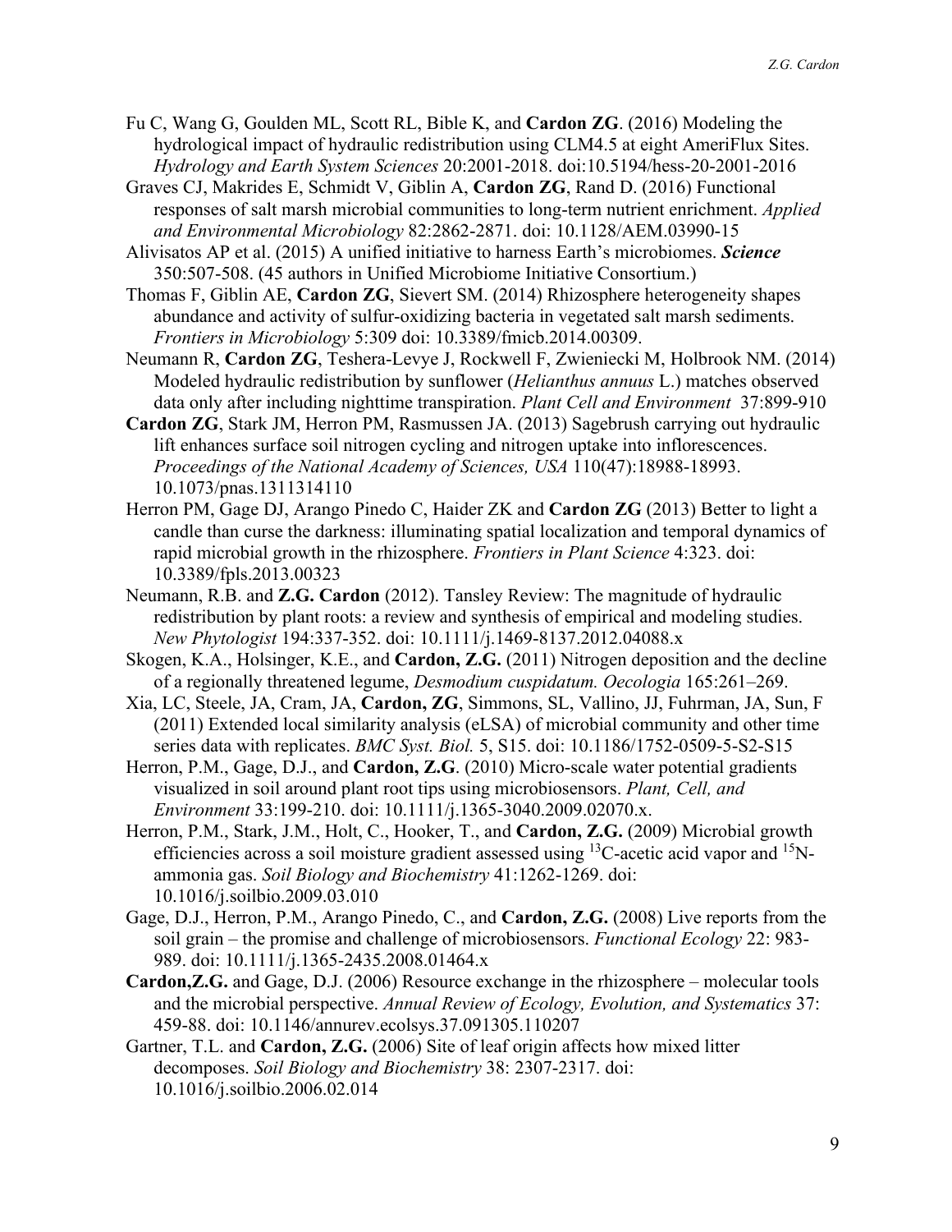Fu C, Wang G, Goulden ML, Scott RL, Bible K, and **Cardon ZG**. (2016) Modeling the hydrological impact of hydraulic redistribution using CLM4.5 at eight AmeriFlux Sites. *Hydrology and Earth System Sciences* 20:2001-2018. doi:10.5194/hess-20-2001-2016

Graves CJ, Makrides E, Schmidt V, Giblin A, **Cardon ZG**, Rand D. (2016) Functional responses of salt marsh microbial communities to long-term nutrient enrichment. *Applied and Environmental Microbiology* 82:2862-2871. doi: 10.1128/AEM.03990-15

Alivisatos AP et al. (2015) A unified initiative to harness Earth's microbiomes. ***Science*** 350:507-508. (45 authors in Unified Microbiome Initiative Consortium.)

Thomas F, Giblin AE, **Cardon ZG**, Sievert SM. (2014) Rhizosphere heterogeneity shapes abundance and activity of sulfur-oxidizing bacteria in vegetated salt marsh sediments. *Frontiers in Microbiology* 5:309 doi: 10.3389/fmicb.2014.00309.

Neumann R, **Cardon ZG**, Teshera-Levye J, Rockwell F, Zwieniecki M, Holbrook NM. (2014) Modeled hydraulic redistribution by sunflower (*Helianthus annuus* L.) matches observed data only after including nighttime transpiration. *Plant Cell and Environment* 37:899-910

**Cardon ZG**, Stark JM, Herron PM, Rasmussen JA. (2013) Sagebrush carrying out hydraulic lift enhances surface soil nitrogen cycling and nitrogen uptake into inflorescences. *Proceedings of the National Academy of Sciences, USA* 110(47):18988-18993. 10.1073/pnas.1311314110

Herron PM, Gage DJ, Arango Pinedo C, Haider ZK and **Cardon ZG** (2013) Better to light a candle than curse the darkness: illuminating spatial localization and temporal dynamics of rapid microbial growth in the rhizosphere. *Frontiers in Plant Science* 4:323. doi: 10.3389/fpls.2013.00323

Neumann, R.B. and **Z.G. Cardon** (2012). Tansley Review: The magnitude of hydraulic redistribution by plant roots: a review and synthesis of empirical and modeling studies. *New Phytologist* 194:337-352. doi: 10.1111/j.1469-8137.2012.04088.x

Skogen, K.A., Holsinger, K.E., and **Cardon, Z.G.** (2011) Nitrogen deposition and the decline of a regionally threatened legume, *Desmodium cuspidatum. Oecologia* 165:261–269.

Xia, LC, Steele, JA, Cram, JA, **Cardon, ZG**, Simmons, SL, Vallino, JJ, Fuhrman, JA, Sun, F (2011) Extended local similarity analysis (eLSA) of microbial community and other time series data with replicates. *BMC Syst. Biol.* 5, S15. doi: 10.1186/1752-0509-5-S2-S15

Herron, P.M., Gage, D.J., and **Cardon, Z.G**. (2010) Micro-scale water potential gradients visualized in soil around plant root tips using microbiosensors. *Plant, Cell, and Environment* 33:199-210. doi: 10.1111/j.1365-3040.2009.02070.x.

Herron, P.M., Stark, J.M., Holt, C., Hooker, T., and **Cardon, Z.G.** (2009) Microbial growth efficiencies across a soil moisture gradient assessed using $^{13}$C-acetic acid vapor and $^{15}$N-ammonia gas. *Soil Biology and Biochemistry* 41:1262-1269. doi: 10.1016/j.soilbio.2009.03.010

Gage, D.J., Herron, P.M., Arango Pinedo, C., and **Cardon, Z.G.** (2008) Live reports from the soil grain – the promise and challenge of microbiosensors. *Functional Ecology* 22: 983-989. doi: 10.1111/j.1365-2435.2008.01464.x

**Cardon,Z.G.** and Gage, D.J. (2006) Resource exchange in the rhizosphere – molecular tools and the microbial perspective. *Annual Review of Ecology, Evolution, and Systematics* 37: 459-88. doi: 10.1146/annurev.ecolsys.37.091305.110207

Gartner, T.L. and **Cardon, Z.G.** (2006) Site of leaf origin affects how mixed litter decomposes. *Soil Biology and Biochemistry* 38: 2307-2317. doi: 10.1016/j.soilbio.2006.02.014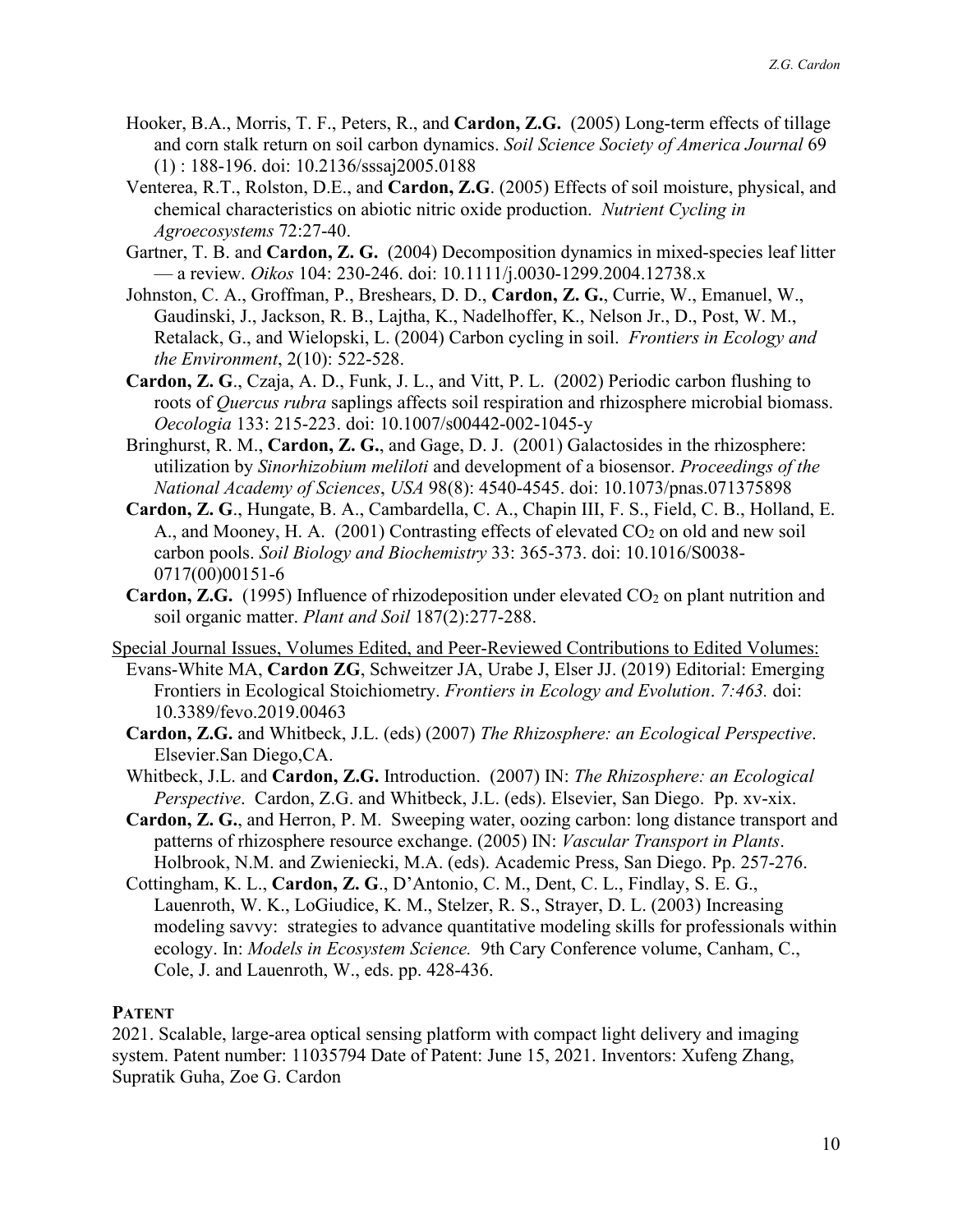Hooker, B.A., Morris, T. F., Peters, R., and **Cardon, Z.G.** (2005) Long-term effects of tillage and corn stalk return on soil carbon dynamics. *Soil Science Society of America Journal* 69 (1) : 188-196. doi: 10.2136/sssaj2005.0188

Venterea, R.T., Rolston, D.E., and **Cardon, Z.G**. (2005) Effects of soil moisture, physical, and chemical characteristics on abiotic nitric oxide production. *Nutrient Cycling in Agroecosystems* 72:27-40.

Gartner, T. B. and **Cardon, Z. G.** (2004) Decomposition dynamics in mixed-species leaf litter — a review. *Oikos* 104: 230-246. doi: 10.1111/j.0030-1299.2004.12738.x

Johnston, C. A., Groffman, P., Breshears, D. D., **Cardon, Z. G.**, Currie, W., Emanuel, W., Gaudinski, J., Jackson, R. B., Lajtha, K., Nadelhoffer, K., Nelson Jr., D., Post, W. M., Retalack, G., and Wielopski, L. (2004) Carbon cycling in soil. *Frontiers in Ecology and the Environment*, 2(10): 522-528.

**Cardon, Z. G**., Czaja, A. D., Funk, J. L., and Vitt, P. L. (2002) Periodic carbon flushing to roots of *Quercus rubra* saplings affects soil respiration and rhizosphere microbial biomass. *Oecologia* 133: 215-223. doi: 10.1007/s00442-002-1045-y

Bringhurst, R. M., **Cardon, Z. G.**, and Gage, D. J. (2001) Galactosides in the rhizosphere: utilization by *Sinorhizobium meliloti* and development of a biosensor. *Proceedings of the National Academy of Sciences*, *USA* 98(8): 4540-4545. doi: 10.1073/pnas.071375898

**Cardon, Z. G**., Hungate, B. A., Cambardella, C. A., Chapin III, F. S., Field, C. B., Holland, E. A., and Mooney, H. A. (2001) Contrasting effects of elevated $CO_2$ on old and new soil carbon pools. *Soil Biology and Biochemistry* 33: 365-373. doi: 10.1016/S0038-0717(00)00151-6

**Cardon, Z.G.** (1995) Influence of rhizodeposition under elevated $CO_2$ on plant nutrition and soil organic matter. *Plant and Soil* 187(2):277-288.

Special Journal Issues, Volumes Edited, and Peer-Reviewed Contributions to Edited Volumes:

Evans-White MA, **Cardon ZG**, Schweitzer JA, Urabe J, Elser JJ. (2019) Editorial: Emerging Frontiers in Ecological Stoichiometry. *Frontiers in Ecology and Evolution*. *7:463.* doi: 10.3389/fevo.2019.00463

**Cardon, Z.G.** and Whitbeck, J.L. (eds) (2007) *The Rhizosphere: an Ecological Perspective*. Elsevier.San Diego,CA.

Whitbeck, J.L. and **Cardon, Z.G.** Introduction. (2007) IN: *The Rhizosphere: an Ecological Perspective*. Cardon, Z.G. and Whitbeck, J.L. (eds). Elsevier, San Diego. Pp. xv-xix.

**Cardon, Z. G.**, and Herron, P. M. Sweeping water, oozing carbon: long distance transport and patterns of rhizosphere resource exchange. (2005) IN: *Vascular Transport in Plants*. Holbrook, N.M. and Zwieniecki, M.A. (eds). Academic Press, San Diego. Pp. 257-276.

Cottingham, K. L., **Cardon, Z. G**., D'Antonio, C. M., Dent, C. L., Findlay, S. E. G., Lauenroth, W. K., LoGiudice, K. M., Stelzer, R. S., Strayer, D. L. (2003) Increasing modeling savvy: strategies to advance quantitative modeling skills for professionals within ecology. In: *Models in Ecosystem Science.* 9th Cary Conference volume, Canham, C., Cole, J. and Lauenroth, W., eds. pp. 428-436.

## PATENT

2021. Scalable, large-area optical sensing platform with compact light delivery and imaging system. Patent number: 11035794 Date of Patent: June 15, 2021. Inventors: Xufeng Zhang, Supratik Guha, Zoe G. Cardon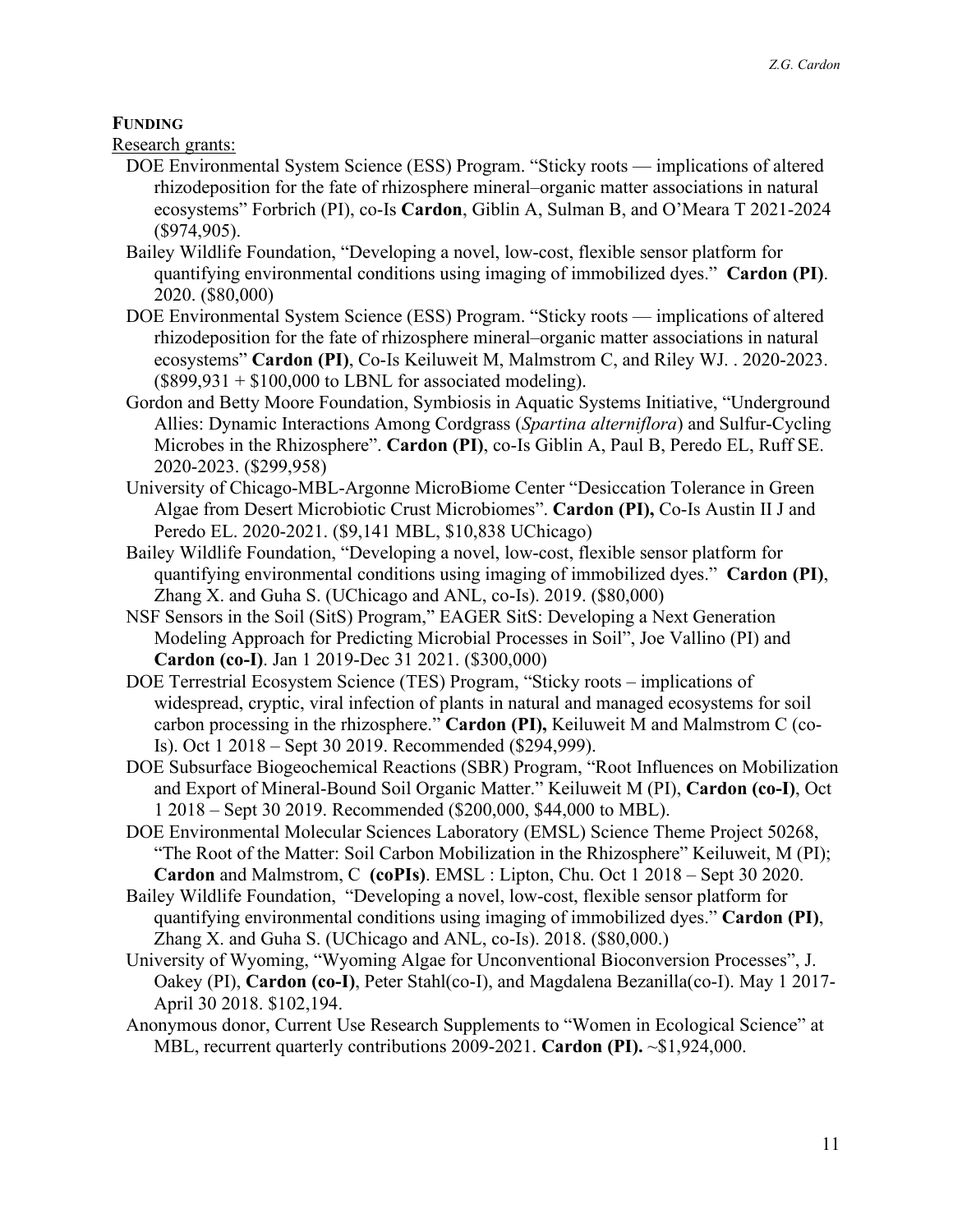**FUNDING**

Research grants:

- DOE Environmental System Science (ESS) Program. "Sticky roots — implications of altered rhizodeposition for the fate of rhizosphere mineral–organic matter associations in natural ecosystems" Forbrich (PI), co-Is **Cardon**, Giblin A, Sulman B, and O'Meara T 2021-2024 ($974,905).
- Bailey Wildlife Foundation, "Developing a novel, low-cost, flexible sensor platform for quantifying environmental conditions using imaging of immobilized dyes." **Cardon (PI)**. 2020. ($80,000)
- DOE Environmental System Science (ESS) Program. "Sticky roots — implications of altered rhizodeposition for the fate of rhizosphere mineral–organic matter associations in natural ecosystems" **Cardon (PI)**, Co-Is Keiluweit M, Malmstrom C, and Riley WJ. . 2020-2023. ($899,931 + $100,000 to LBNL for associated modeling).
- Gordon and Betty Moore Foundation, Symbiosis in Aquatic Systems Initiative, "Underground Allies: Dynamic Interactions Among Cordgrass (*Spartina alterniflora*) and Sulfur-Cycling Microbes in the Rhizosphere". **Cardon (PI)**, co-Is Giblin A, Paul B, Peredo EL, Ruff SE. 2020-2023. ($299,958)
- University of Chicago-MBL-Argonne MicroBiome Center "Desiccation Tolerance in Green Algae from Desert Microbiotic Crust Microbiomes". **Cardon (PI),** Co-Is Austin II J and Peredo EL. 2020-2021. ($9,141 MBL, $10,838 UChicago)
- Bailey Wildlife Foundation, "Developing a novel, low-cost, flexible sensor platform for quantifying environmental conditions using imaging of immobilized dyes." **Cardon (PI)**, Zhang X. and Guha S. (UChicago and ANL, co-Is). 2019. ($80,000)
- NSF Sensors in the Soil (SitS) Program," EAGER SitS: Developing a Next Generation Modeling Approach for Predicting Microbial Processes in Soil", Joe Vallino (PI) and **Cardon (co-I)**. Jan 1 2019-Dec 31 2021. ($300,000)
- DOE Terrestrial Ecosystem Science (TES) Program, "Sticky roots – implications of widespread, cryptic, viral infection of plants in natural and managed ecosystems for soil carbon processing in the rhizosphere." **Cardon (PI),** Keiluweit M and Malmstrom C (co-Is). Oct 1 2018 – Sept 30 2019. Recommended ($294,999).
- DOE Subsurface Biogeochemical Reactions (SBR) Program, "Root Influences on Mobilization and Export of Mineral-Bound Soil Organic Matter." Keiluweit M (PI), **Cardon (co-I)**, Oct 1 2018 – Sept 30 2019. Recommended ($200,000, $44,000 to MBL).
- DOE Environmental Molecular Sciences Laboratory (EMSL) Science Theme Project 50268, "The Root of the Matter: Soil Carbon Mobilization in the Rhizosphere" Keiluweit, M (PI); **Cardon** and Malmstrom, C **(coPIs)**. EMSL : Lipton, Chu. Oct 1 2018 – Sept 30 2020.
- Bailey Wildlife Foundation, "Developing a novel, low-cost, flexible sensor platform for quantifying environmental conditions using imaging of immobilized dyes." **Cardon (PI)**, Zhang X. and Guha S. (UChicago and ANL, co-Is). 2018. ($80,000.)
- University of Wyoming, "Wyoming Algae for Unconventional Bioconversion Processes", J. Oakey (PI), **Cardon (co-I)**, Peter Stahl(co-I), and Magdalena Bezanilla(co-I). May 1 2017-April 30 2018. 102,194.
- Anonymous donor, Current Use Research Supplements to "Women in Ecological Science" at MBL, recurrent quarterly contributions 2009-2021. **Cardon (PI).** ~$1,924,000.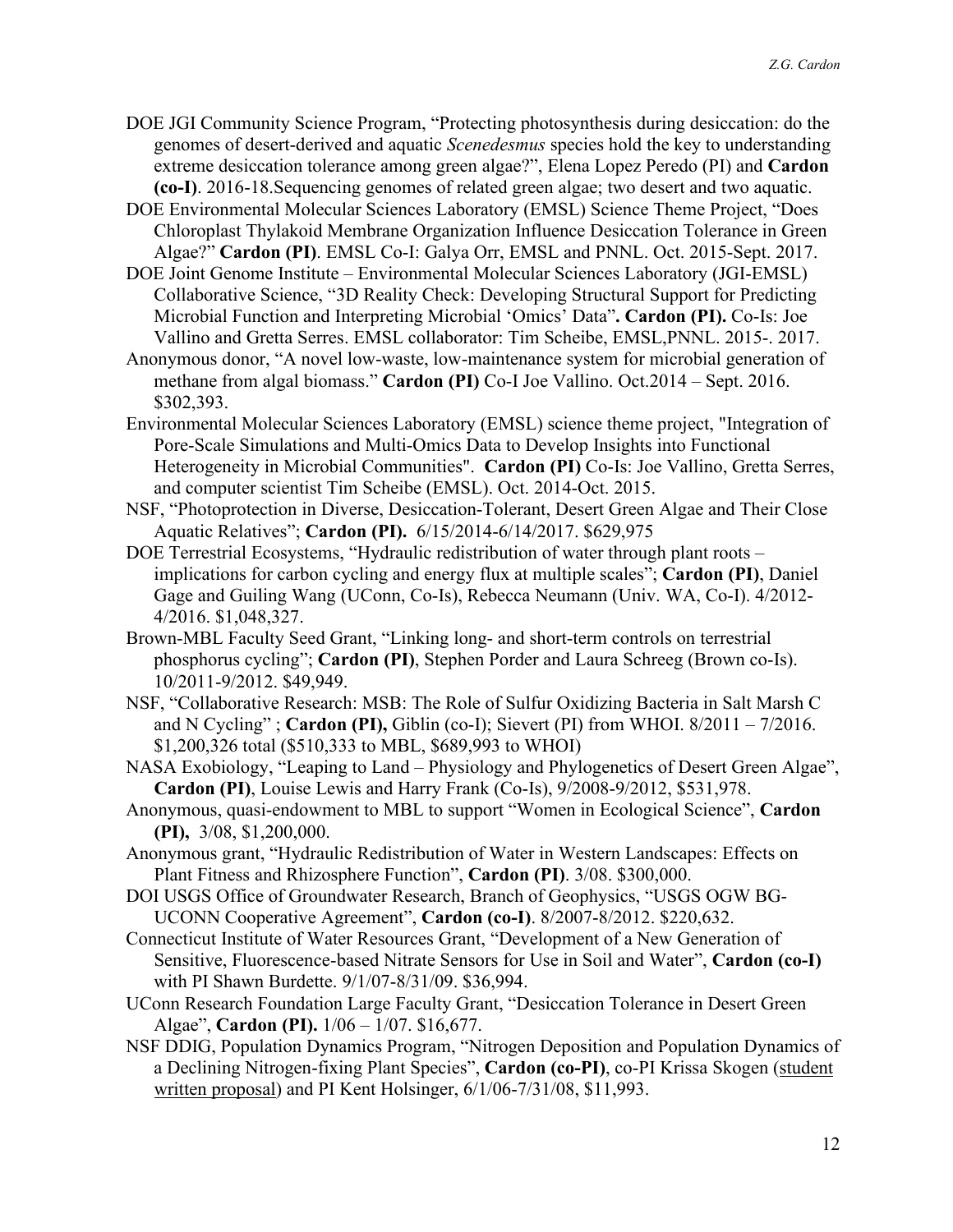DOE JGI Community Science Program, "Protecting photosynthesis during desiccation: do the genomes of desert-derived and aquatic *Scenedesmus* species hold the key to understanding extreme desiccation tolerance among green algae?", Elena Lopez Peredo (PI) and **Cardon (co-I)**. 2016-18.Sequencing genomes of related green algae; two desert and two aquatic.

DOE Environmental Molecular Sciences Laboratory (EMSL) Science Theme Project, "Does Chloroplast Thylakoid Membrane Organization Influence Desiccation Tolerance in Green Algae?" **Cardon (PI)**. EMSL Co-I: Galya Orr, EMSL and PNNL. Oct. 2015-Sept. 2017.

DOE Joint Genome Institute – Environmental Molecular Sciences Laboratory (JGI-EMSL) Collaborative Science, "3D Reality Check: Developing Structural Support for Predicting Microbial Function and Interpreting Microbial 'Omics' Data"**. Cardon (PI).** Co-Is: Joe Vallino and Gretta Serres. EMSL collaborator: Tim Scheibe, EMSL,PNNL. 2015-. 2017.

Anonymous donor, "A novel low-waste, low-maintenance system for microbial generation of methane from algal biomass." **Cardon (PI)** Co-I Joe Vallino. Oct.2014 – Sept. 2016. $302,393.

Environmental Molecular Sciences Laboratory (EMSL) science theme project, "Integration of Pore-Scale Simulations and Multi-Omics Data to Develop Insights into Functional Heterogeneity in Microbial Communities". **Cardon (PI)** Co-Is: Joe Vallino, Gretta Serres, and computer scientist Tim Scheibe (EMSL). Oct. 2014-Oct. 2015.

NSF, "Photoprotection in Diverse, Desiccation-Tolerant, Desert Green Algae and Their Close Aquatic Relatives"; **Cardon (PI).** 6/15/2014-6/14/2017. $629,975

DOE Terrestrial Ecosystems, "Hydraulic redistribution of water through plant roots – implications for carbon cycling and energy flux at multiple scales"; **Cardon (PI)**, Daniel Gage and Guiling Wang (UConn, Co-Is), Rebecca Neumann (Univ. WA, Co-I). 4/2012-4/2016. $1,048,327.

Brown-MBL Faculty Seed Grant, "Linking long- and short-term controls on terrestrial phosphorus cycling"; **Cardon (PI)**, Stephen Porder and Laura Schreeg (Brown co-Is). 10/2011-9/2012. $49,949.

NSF, "Collaborative Research: MSB: The Role of Sulfur Oxidizing Bacteria in Salt Marsh C and N Cycling" ; **Cardon (PI),** Giblin (co-I); Sievert (PI) from WHOI. 8/2011 – 7/2016. $1,200,326 total ($510,333 to MBL, $689,993 to WHOI)

NASA Exobiology, "Leaping to Land – Physiology and Phylogenetics of Desert Green Algae", **Cardon (PI)**, Louise Lewis and Harry Frank (Co-Is), 9/2008-9/2012, $531,978.

Anonymous, quasi-endowment to MBL to support "Women in Ecological Science", **Cardon (PI),** 3/08, $1,200,000.

Anonymous grant, "Hydraulic Redistribution of Water in Western Landscapes: Effects on Plant Fitness and Rhizosphere Function", **Cardon (PI)**. 3/08. $300,000.

DOI USGS Office of Groundwater Research, Branch of Geophysics, "USGS OGW BG-UCONN Cooperative Agreement", **Cardon (co-I)**. 8/2007-8/2012. $220,632.

Connecticut Institute of Water Resources Grant, "Development of a New Generation of Sensitive, Fluorescence-based Nitrate Sensors for Use in Soil and Water", **Cardon (co-I)** with PI Shawn Burdette. 9/1/07-8/31/09. $36,994.

UConn Research Foundation Large Faculty Grant, "Desiccation Tolerance in Desert Green Algae", **Cardon (PI).** 1/06 – 1/07. $16,677.

NSF DDIG, Population Dynamics Program, "Nitrogen Deposition and Population Dynamics of a Declining Nitrogen-fixing Plant Species", **Cardon (co-PI)**, co-PI Krissa Skogen (student written proposal) and PI Kent Holsinger, 6/1/06-7/31/08, $11,993.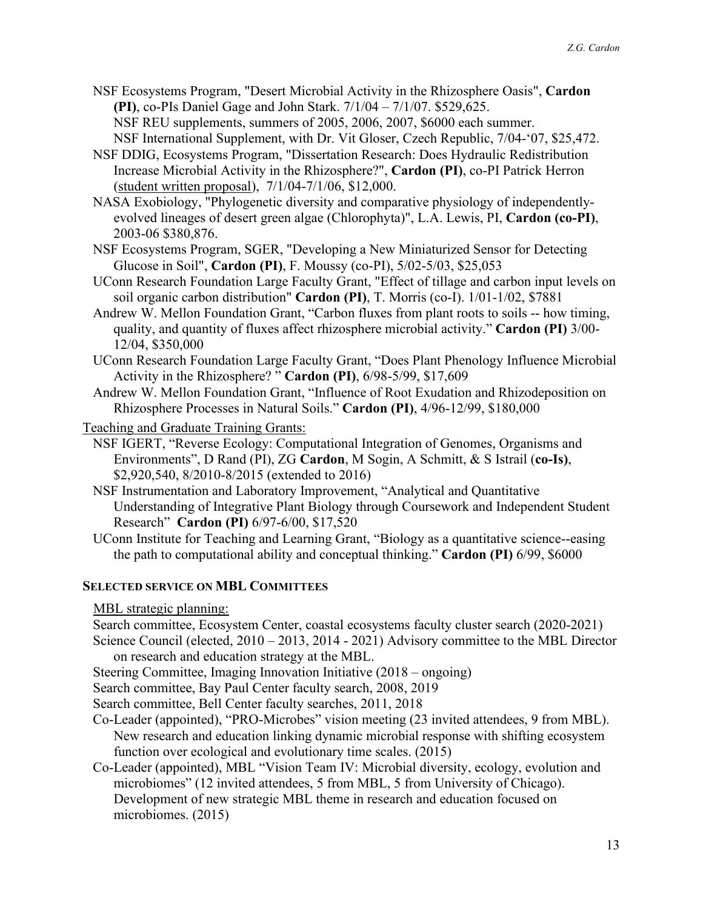NSF Ecosystems Program, "Desert Microbial Activity in the Rhizosphere Oasis", **Cardon (PI)**, co-PIs Daniel Gage and John Stark. 7/1/04 – 7/1/07. $529,625.
NSF REU supplements, summers of 2005, 2006, 2007, $6000 each summer.
NSF International Supplement, with Dr. Vit Gloser, Czech Republic, 7/04-'07, $25,472.

NSF DDIG, Ecosystems Program, "Dissertation Research: Does Hydraulic Redistribution Increase Microbial Activity in the Rhizosphere?", **Cardon (PI)**, co-PI Patrick Herron (<u>student written proposal</u>), 7/1/04-7/1/06, $12,000.

NASA Exobiology, "Phylogenetic diversity and comparative physiology of independently-evolved lineages of desert green algae (Chlorophyta)", L.A. Lewis, PI, **Cardon (co-PI)**, 2003-06 $380,876.

NSF Ecosystems Program, SGER, "Developing a New Miniaturized Sensor for Detecting Glucose in Soil", **Cardon (PI)**, F. Moussy (co-PI), 5/02-5/03, $25,053

UConn Research Foundation Large Faculty Grant, "Effect of tillage and carbon input levels on soil organic carbon distribution" **Cardon (PI)**, T. Morris (co-I). 1/01-1/02, $7881

Andrew W. Mellon Foundation Grant, "Carbon fluxes from plant roots to soils -- how timing, quality, and quantity of fluxes affect rhizosphere microbial activity." **Cardon (PI)** 3/00-12/04, $350,000

UConn Research Foundation Large Faculty Grant, "Does Plant Phenology Influence Microbial Activity in the Rhizosphere? " **Cardon (PI)**, 6/98-5/99, $17,609

Andrew W. Mellon Foundation Grant, "Influence of Root Exudation and Rhizodeposition on Rhizosphere Processes in Natural Soils." **Cardon (PI)**, 4/96-12/99, $180,000

<u>Teaching and Graduate Training Grants:</u>

NSF IGERT, "Reverse Ecology: Computational Integration of Genomes, Organisms and Environments", D Rand (PI), ZG **Cardon**, M Sogin, A Schmitt, & S Istrail (**co-Is)**, $2,920,540, 8/2010-8/2015 (extended to 2016)

NSF Instrumentation and Laboratory Improvement, "Analytical and Quantitative Understanding of Integrative Plant Biology through Coursework and Independent Student Research" **Cardon (PI)** 6/97-6/00, $17,520

UConn Institute for Teaching and Learning Grant, "Biology as a quantitative science--easing the path to computational ability and conceptual thinking." **Cardon (PI)** 6/99, $6000

## SELECTED SERVICE ON MBL COMMITTEES

<u>MBL strategic planning:</u>

Search committee, Ecosystem Center, coastal ecosystems faculty cluster search (2020-2021)

Science Council (elected, 2010 – 2013, 2014 - 2021) Advisory committee to the MBL Director on research and education strategy at the MBL.

Steering Committee, Imaging Innovation Initiative (2018 – ongoing)

Search committee, Bay Paul Center faculty search, 2008, 2019

Search committee, Bell Center faculty searches, 2011, 2018

Co-Leader (appointed), "PRO-Microbes" vision meeting (23 invited attendees, 9 from MBL). New research and education linking dynamic microbial response with shifting ecosystem function over ecological and evolutionary time scales. (2015)

Co-Leader (appointed), MBL "Vision Team IV: Microbial diversity, ecology, evolution and microbiomes" (12 invited attendees, 5 from MBL, 5 from University of Chicago). Development of new strategic MBL theme in research and education focused on microbiomes. (2015)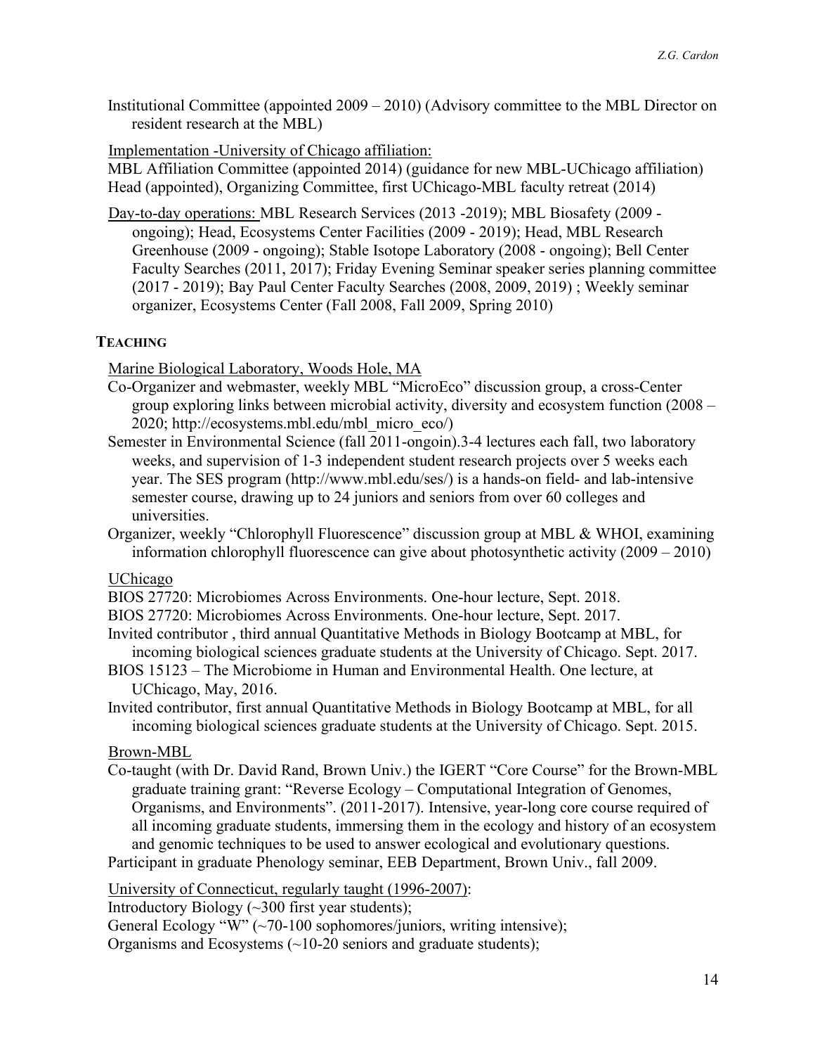Institutional Committee (appointed 2009 – 2010) (Advisory committee to the MBL Director on resident research at the MBL)

Implementation -University of Chicago affiliation:

MBL Affiliation Committee (appointed 2014) (guidance for new MBL-UChicago affiliation)
Head (appointed), Organizing Committee, first UChicago-MBL faculty retreat (2014)

Day-to-day operations: MBL Research Services (2013 -2019); MBL Biosafety (2009 - ongoing); Head, Ecosystems Center Facilities (2009 - 2019); Head, MBL Research Greenhouse (2009 - ongoing); Stable Isotope Laboratory (2008 - ongoing); Bell Center Faculty Searches (2011, 2017); Friday Evening Seminar speaker series planning committee (2017 - 2019); Bay Paul Center Faculty Searches (2008, 2009, 2019) ; Weekly seminar organizer, Ecosystems Center (Fall 2008, Fall 2009, Spring 2010)

## TEACHING

Marine Biological Laboratory, Woods Hole, MA

Co-Organizer and webmaster, weekly MBL "MicroEco" discussion group, a cross-Center group exploring links between microbial activity, diversity and ecosystem function (2008 – 2020; http://ecosystems.mbl.edu/mbl_micro_eco/)

Semester in Environmental Science (fall 2011-ongoin).3-4 lectures each fall, two laboratory weeks, and supervision of 1-3 independent student research projects over 5 weeks each year. The SES program (http://www.mbl.edu/ses/) is a hands-on field- and lab-intensive semester course, drawing up to 24 juniors and seniors from over 60 colleges and universities.

Organizer, weekly "Chlorophyll Fluorescence" discussion group at MBL & WHOI, examining information chlorophyll fluorescence can give about photosynthetic activity (2009 – 2010)

UChicago

BIOS 27720: Microbiomes Across Environments. One-hour lecture, Sept. 2018.
BIOS 27720: Microbiomes Across Environments. One-hour lecture, Sept. 2017.
Invited contributor , third annual Quantitative Methods in Biology Bootcamp at MBL, for incoming biological sciences graduate students at the University of Chicago. Sept. 2017.
BIOS 15123 – The Microbiome in Human and Environmental Health. One lecture, at UChicago, May, 2016.
Invited contributor, first annual Quantitative Methods in Biology Bootcamp at MBL, for all incoming biological sciences graduate students at the University of Chicago. Sept. 2015.

Brown-MBL

Co-taught (with Dr. David Rand, Brown Univ.) the IGERT "Core Course" for the Brown-MBL graduate training grant: "Reverse Ecology – Computational Integration of Genomes, Organisms, and Environments". (2011-2017). Intensive, year-long core course required of all incoming graduate students, immersing them in the ecology and history of an ecosystem and genomic techniques to be used to answer ecological and evolutionary questions.
Participant in graduate Phenology seminar, EEB Department, Brown Univ., fall 2009.

University of Connecticut, regularly taught (1996-2007):

Introductory Biology (~300 first year students);
General Ecology "W" (~70-100 sophomores/juniors, writing intensive);
Organisms and Ecosystems (~10-20 seniors and graduate students);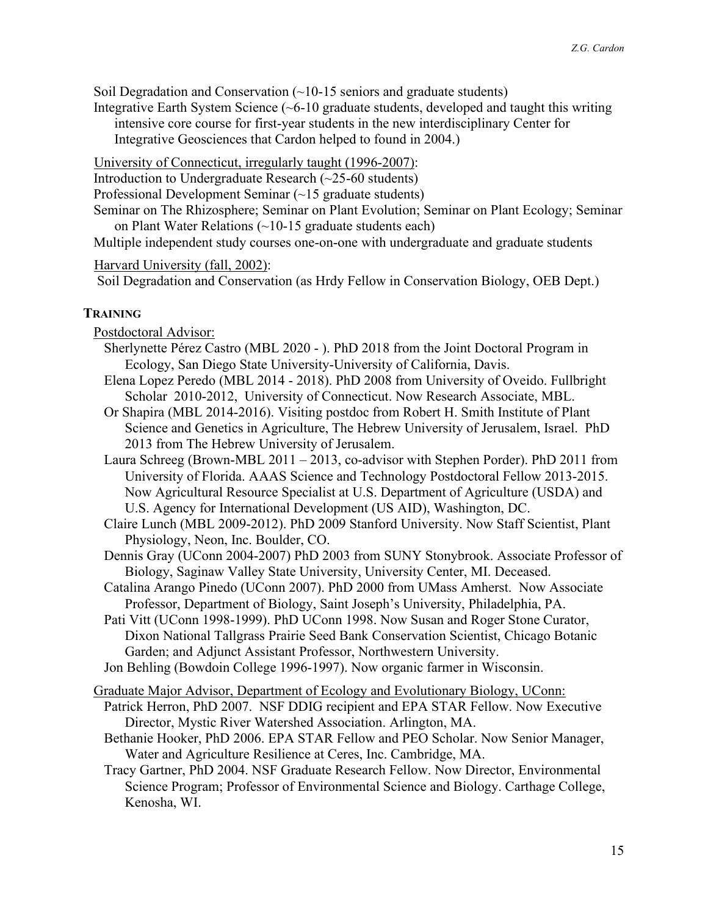Soil Degradation and Conservation (~10-15 seniors and graduate students)

Integrative Earth System Science (~6-10 graduate students, developed and taught this writing intensive core course for first-year students in the new interdisciplinary Center for Integrative Geosciences that Cardon helped to found in 2004.)

University of Connecticut, irregularly taught (1996-2007):

Introduction to Undergraduate Research (~25-60 students)

Professional Development Seminar (~15 graduate students)

Seminar on The Rhizosphere; Seminar on Plant Evolution; Seminar on Plant Ecology; Seminar on Plant Water Relations (~10-15 graduate students each)

Multiple independent study courses one-on-one with undergraduate and graduate students

Harvard University (fall, 2002):

Soil Degradation and Conservation (as Hrdy Fellow in Conservation Biology, OEB Dept.)

## TRAINING

Postdoctoral Advisor:

- Sherlynette Pérez Castro (MBL 2020 - ). PhD 2018 from the Joint Doctoral Program in Ecology, San Diego State University-University of California, Davis.
- Elena Lopez Peredo (MBL 2014 - 2018). PhD 2008 from University of Oveido. Fullbright Scholar 2010-2012, University of Connecticut. Now Research Associate, MBL.
- Or Shapira (MBL 2014-2016). Visiting postdoc from Robert H. Smith Institute of Plant Science and Genetics in Agriculture, The Hebrew University of Jerusalem, Israel. PhD 2013 from The Hebrew University of Jerusalem.
- Laura Schreeg (Brown-MBL 2011 – 2013, co-advisor with Stephen Porder). PhD 2011 from University of Florida. AAAS Science and Technology Postdoctoral Fellow 2013-2015. Now Agricultural Resource Specialist at U.S. Department of Agriculture (USDA) and U.S. Agency for International Development (US AID), Washington, DC.
- Claire Lunch (MBL 2009-2012). PhD 2009 Stanford University. Now Staff Scientist, Plant Physiology, Neon, Inc. Boulder, CO.
- Dennis Gray (UConn 2004-2007) PhD 2003 from SUNY Stonybrook. Associate Professor of Biology, Saginaw Valley State University, University Center, MI. Deceased.
- Catalina Arango Pinedo (UConn 2007). PhD 2000 from UMass Amherst. Now Associate Professor, Department of Biology, Saint Joseph's University, Philadelphia, PA.
- Pati Vitt (UConn 1998-1999). PhD UConn 1998. Now Susan and Roger Stone Curator, Dixon National Tallgrass Prairie Seed Bank Conservation Scientist, Chicago Botanic Garden; and Adjunct Assistant Professor, Northwestern University.
- Jon Behling (Bowdoin College 1996-1997). Now organic farmer in Wisconsin.

Graduate Major Advisor, Department of Ecology and Evolutionary Biology, UConn:

- Patrick Herron, PhD 2007. NSF DDIG recipient and EPA STAR Fellow. Now Executive Director, Mystic River Watershed Association. Arlington, MA.
- Bethanie Hooker, PhD 2006. EPA STAR Fellow and PEO Scholar. Now Senior Manager, Water and Agriculture Resilience at Ceres, Inc. Cambridge, MA.
- Tracy Gartner, PhD 2004. NSF Graduate Research Fellow. Now Director, Environmental Science Program; Professor of Environmental Science and Biology. Carthage College, Kenosha, WI.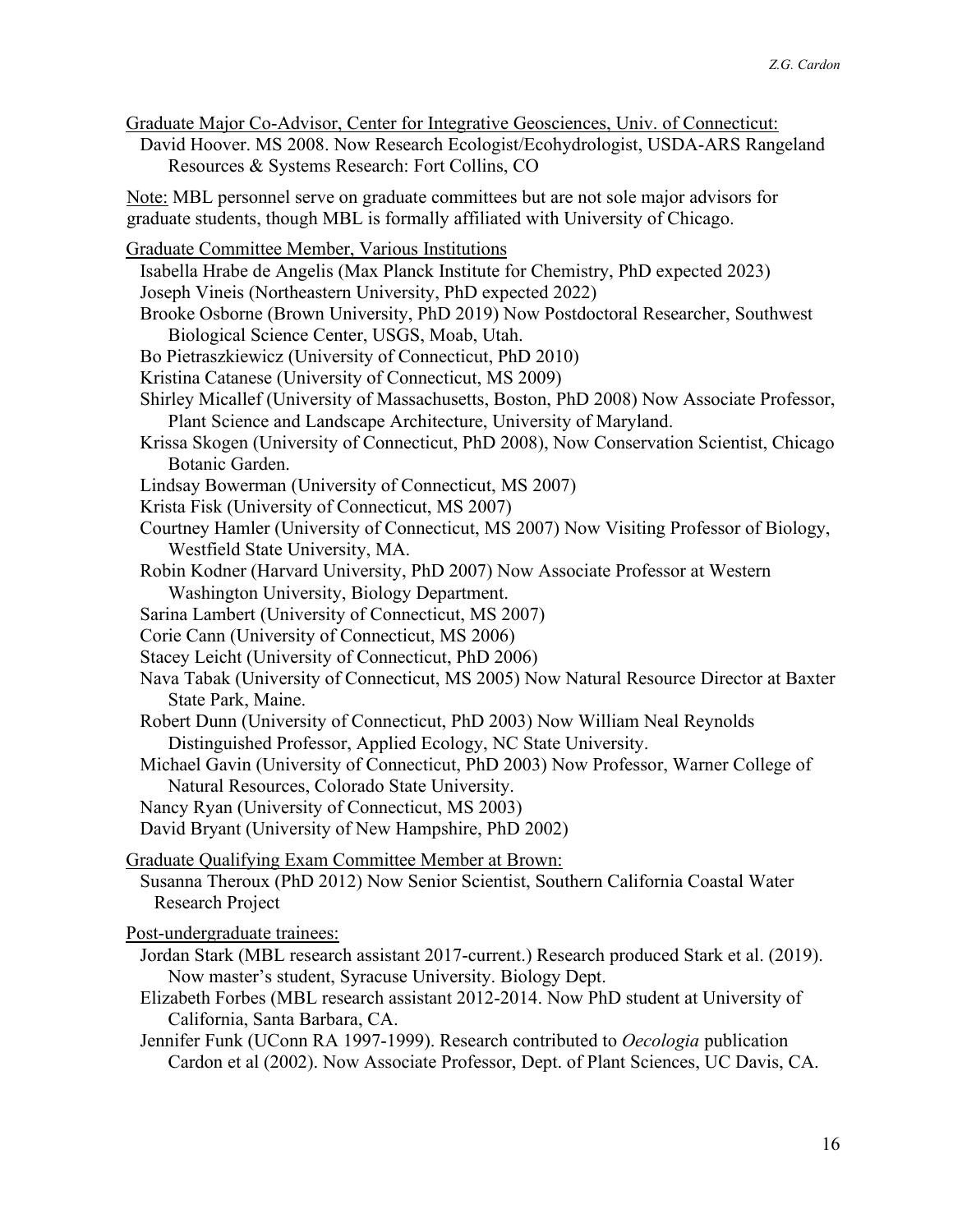<u>Graduate Major Co-Advisor, Center for Integrative Geosciences, Univ. of Connecticut:</u>

David Hoover. MS 2008. Now Research Ecologist/Ecohydrologist, USDA-ARS Rangeland Resources & Systems Research: Fort Collins, CO

<u>Note:</u> MBL personnel serve on graduate committees but are not sole major advisors for graduate students, though MBL is formally affiliated with University of Chicago.

<u>Graduate Committee Member, Various Institutions</u>

- Isabella Hrabe de Angelis (Max Planck Institute for Chemistry, PhD expected 2023)
- Joseph Vineis (Northeastern University, PhD expected 2022)
- Brooke Osborne (Brown University, PhD 2019) Now Postdoctoral Researcher, Southwest Biological Science Center, USGS, Moab, Utah.
- Bo Pietraszkiewicz (University of Connecticut, PhD 2010)
- Kristina Catanese (University of Connecticut, MS 2009)
- Shirley Micallef (University of Massachusetts, Boston, PhD 2008) Now Associate Professor, Plant Science and Landscape Architecture, University of Maryland.
- Krissa Skogen (University of Connecticut, PhD 2008), Now Conservation Scientist, Chicago Botanic Garden.
- Lindsay Bowerman (University of Connecticut, MS 2007)
- Krista Fisk (University of Connecticut, MS 2007)
- Courtney Hamler (University of Connecticut, MS 2007) Now Visiting Professor of Biology, Westfield State University, MA.
- Robin Kodner (Harvard University, PhD 2007) Now Associate Professor at Western Washington University, Biology Department.
- Sarina Lambert (University of Connecticut, MS 2007)
- Corie Cann (University of Connecticut, MS 2006)
- Stacey Leicht (University of Connecticut, PhD 2006)
- Nava Tabak (University of Connecticut, MS 2005) Now Natural Resource Director at Baxter State Park, Maine.
- Robert Dunn (University of Connecticut, PhD 2003) Now William Neal Reynolds Distinguished Professor, Applied Ecology, NC State University.
- Michael Gavin (University of Connecticut, PhD 2003) Now Professor, Warner College of Natural Resources, Colorado State University.
- Nancy Ryan (University of Connecticut, MS 2003)
- David Bryant (University of New Hampshire, PhD 2002)

<u>Graduate Qualifying Exam Committee Member at Brown:</u>

Susanna Theroux (PhD 2012) Now Senior Scientist, Southern California Coastal Water Research Project

<u>Post-undergraduate trainees:</u>

- Jordan Stark (MBL research assistant 2017-current.) Research produced Stark et al. (2019). Now master's student, Syracuse University. Biology Dept.
- Elizabeth Forbes (MBL research assistant 2012-2014. Now PhD student at University of California, Santa Barbara, CA.
- Jennifer Funk (UConn RA 1997-1999). Research contributed to *Oecologia* publication Cardon et al (2002). Now Associate Professor, Dept. of Plant Sciences, UC Davis, CA.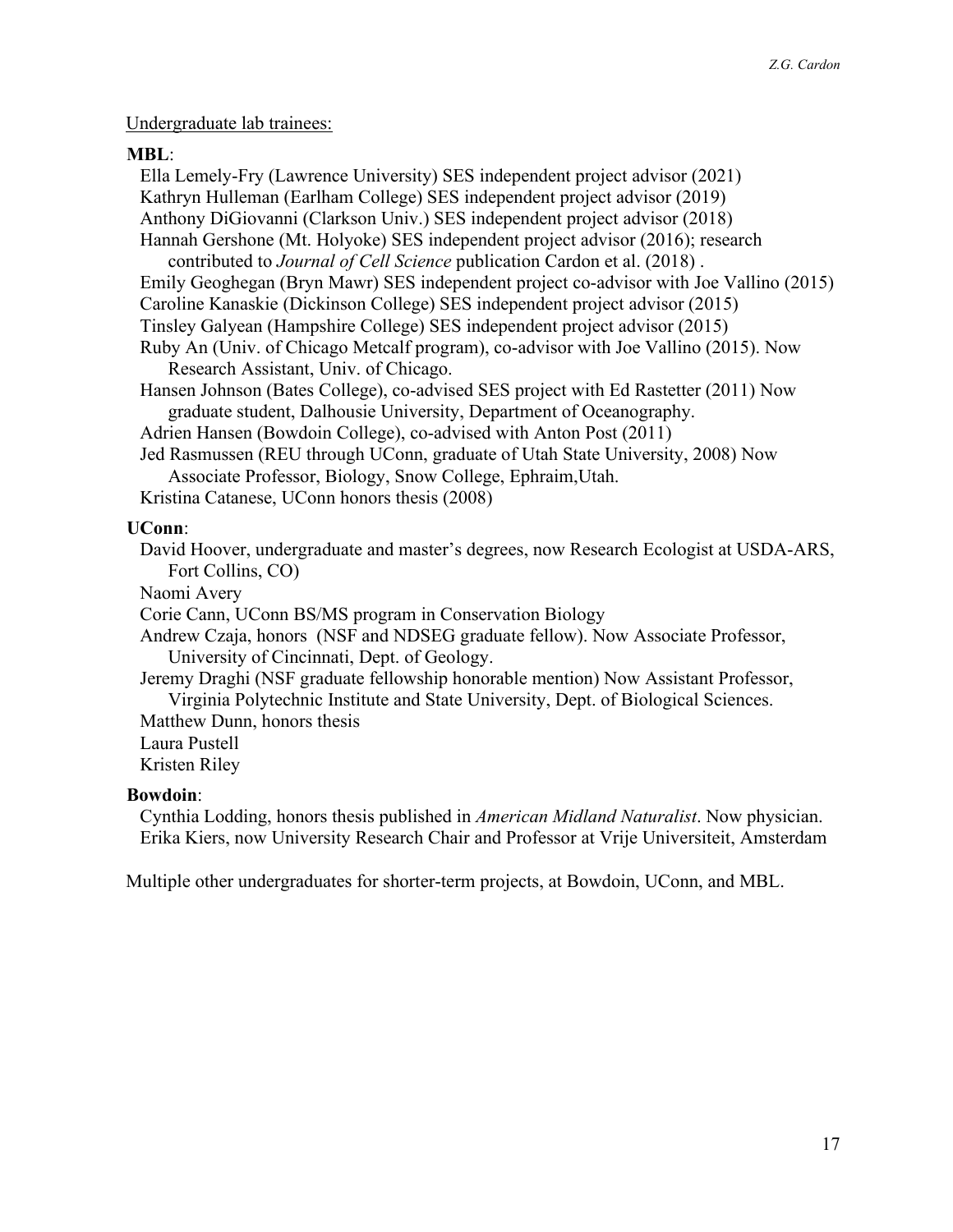<u>Undergraduate lab trainees:</u>

**MBL**:

Ella Lemely-Fry (Lawrence University) SES independent project advisor (2021)
Kathryn Hulleman (Earlham College) SES independent project advisor (2019)
Anthony DiGiovanni (Clarkson Univ.) SES independent project advisor (2018)
Hannah Gershone (Mt. Holyoke) SES independent project advisor (2016); research contributed to *Journal of Cell Science* publication Cardon et al. (2018) .
Emily Geoghegan (Bryn Mawr) SES independent project co-advisor with Joe Vallino (2015)
Caroline Kanaskie (Dickinson College) SES independent project advisor (2015)
Tinsley Galyean (Hampshire College) SES independent project advisor (2015)
Ruby An (Univ. of Chicago Metcalf program), co-advisor with Joe Vallino (2015). Now Research Assistant, Univ. of Chicago.
Hansen Johnson (Bates College), co-advised SES project with Ed Rastetter (2011) Now graduate student, Dalhousie University, Department of Oceanography.
Adrien Hansen (Bowdoin College), co-advised with Anton Post (2011)
Jed Rasmussen (REU through UConn, graduate of Utah State University, 2008) Now Associate Professor, Biology, Snow College, Ephraim,Utah.
Kristina Catanese, UConn honors thesis (2008)

**UConn**:

David Hoover, undergraduate and master's degrees, now Research Ecologist at USDA-ARS, Fort Collins, CO)
Naomi Avery
Corie Cann, UConn BS/MS program in Conservation Biology
Andrew Czaja, honors (NSF and NDSEG graduate fellow). Now Associate Professor, University of Cincinnati, Dept. of Geology.
Jeremy Draghi (NSF graduate fellowship honorable mention) Now Assistant Professor, Virginia Polytechnic Institute and State University, Dept. of Biological Sciences.
Matthew Dunn, honors thesis
Laura Pustell
Kristen Riley

**Bowdoin**:

Cynthia Lodding, honors thesis published in *American Midland Naturalist*. Now physician.
Erika Kiers, now University Research Chair and Professor at Vrije Universiteit, Amsterdam

Multiple other undergraduates for shorter-term projects, at Bowdoin, UConn, and MBL.